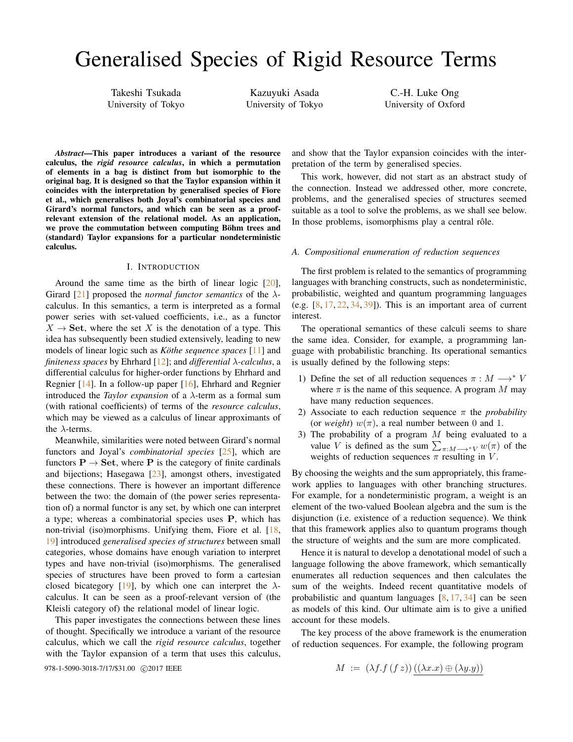# Generalised Species of Rigid Resource Terms

Takeshi Tsukada
University of Tokyo

Kazuyuki Asada
University of Tokyo

C.-H. Luke Ong
University of Oxford

***Abstract*—This paper introduces a variant of the resource calculus, the *rigid resource calculus*, in which a permutation of elements in a bag is distinct from but isomorphic to the original bag. It is designed so that the Taylor expansion within it coincides with the interpretation by generalised species of Fiore et al., which generalises both Joyal's combinatorial species and Girard's normal functors, and which can be seen as a proof-relevant extension of the relational model. As an application, we prove the commutation between computing Böhm trees and (standard) Taylor expansions for a particular nondeterministic calculus.**

## I. Introduction

Around the same time as the birth of linear logic [20], Girard [21] proposed the *normal functor semantics* of the $\lambda$-calculus. In this semantics, a term is interpreted as a formal power series with set-valued coefficients, i.e., as a functor $X \to \mathbf{Set}$, where the set $X$ is the denotation of a type. This idea has subsequently been studied extensively, leading to new models of linear logic such as *Köthe sequence spaces* [11] and *finiteness spaces* by Ehrhard [12]; and *differential $\lambda$-calculus*, a differential calculus for higher-order functions by Ehrhard and Regnier [14]. In a follow-up paper [16], Ehrhard and Regnier introduced the *Taylor expansion* of a $\lambda$-term as a formal sum (with rational coefficients) of terms of the *resource calculus*, which may be viewed as a calculus of linear approximants of the $\lambda$-terms.

Meanwhile, similarities were noted between Girard's normal functors and Joyal's *combinatorial species* [25], which are functors $\mathbf{P} \to \mathbf{Set}$, where $\mathbf{P}$ is the category of finite cardinals and bijections; Hasegawa [23], amongst others, investigated these connections. There is however an important difference between the two: the domain of (the power series representation of) a normal functor is any set, by which one can interpret a type; whereas a combinatorial species uses $\mathbf{P}$, which has non-trivial (iso)morphisms. Unifying them, Fiore et al. [18, 19] introduced *generalised species of structures* between small categories, whose domains have enough variation to interpret types and have non-trivial (iso)morphisms. The generalised species of structures have been proved to form a cartesian closed bicategory [19], by which one can interpret the $\lambda$-calculus. It can be seen as a proof-relevant version of (the Kleisli category of) the relational model of linear logic.

This paper investigates the connections between these lines of thought. Specifically we introduce a variant of the resource calculus, which we call the *rigid resource calculus*, together with the Taylor expansion of a term that uses this calculus, and show that the Taylor expansion coincides with the interpretation of the term by generalised species.

This work, however, did not start as an abstract study of the connection. Instead we addressed other, more concrete, problems, and the generalised species of structures seemed suitable as a tool to solve the problems, as we shall see below. In those problems, isomorphisms play a central rôle.

### A. Compositional enumeration of reduction sequences

The first problem is related to the semantics of programming languages with branching constructs, such as nondeterministic, probabilistic, weighted and quantum programming languages (e.g. [8, 17, 22, 34, 39]). This is an important area of current interest.

The operational semantics of these calculi seems to share the same idea. Consider, for example, a programming language with probabilistic branching. Its operational semantics is usually defined by the following steps:

1) Define the set of all reduction sequences $\pi : M \longrightarrow^* V$ where $\pi$ is the name of this sequence. A program $M$ may have many reduction sequences.
2) Associate to each reduction sequence $\pi$ the *probability* (or *weight*) $w(\pi)$, a real number between 0 and 1.
3) The probability of a program $M$ being evaluated to a value $V$ is defined as the sum $\sum_{\pi : M \longrightarrow^* V} w(\pi)$ of the weights of reduction sequences $\pi$ resulting in $V$.

By choosing the weights and the sum appropriately, this framework applies to languages with other branching structures. For example, for a nondeterministic program, a weight is an element of the two-valued Boolean algebra and the sum is the disjunction (i.e. existence of a reduction sequence). We think that this framework applies also to quantum programs though the structure of weights and the sum are more complicated.

Hence it is natural to develop a denotational model of such a language following the above framework, which semantically enumerates all reduction sequences and then calculates the sum of the weights. Indeed recent quantitative models of probabilistic and quantum languages [8, 17, 34] can be seen as models of this kind. Our ultimate aim is to give a unified account for these models.

The key process of the above framework is the enumeration of reduction sequences. For example, the following program

$$M \ := \ (\lambda f. f\,(f\,z))\,\underline{((\lambda x.x) \oplus (\lambda y.y))}$$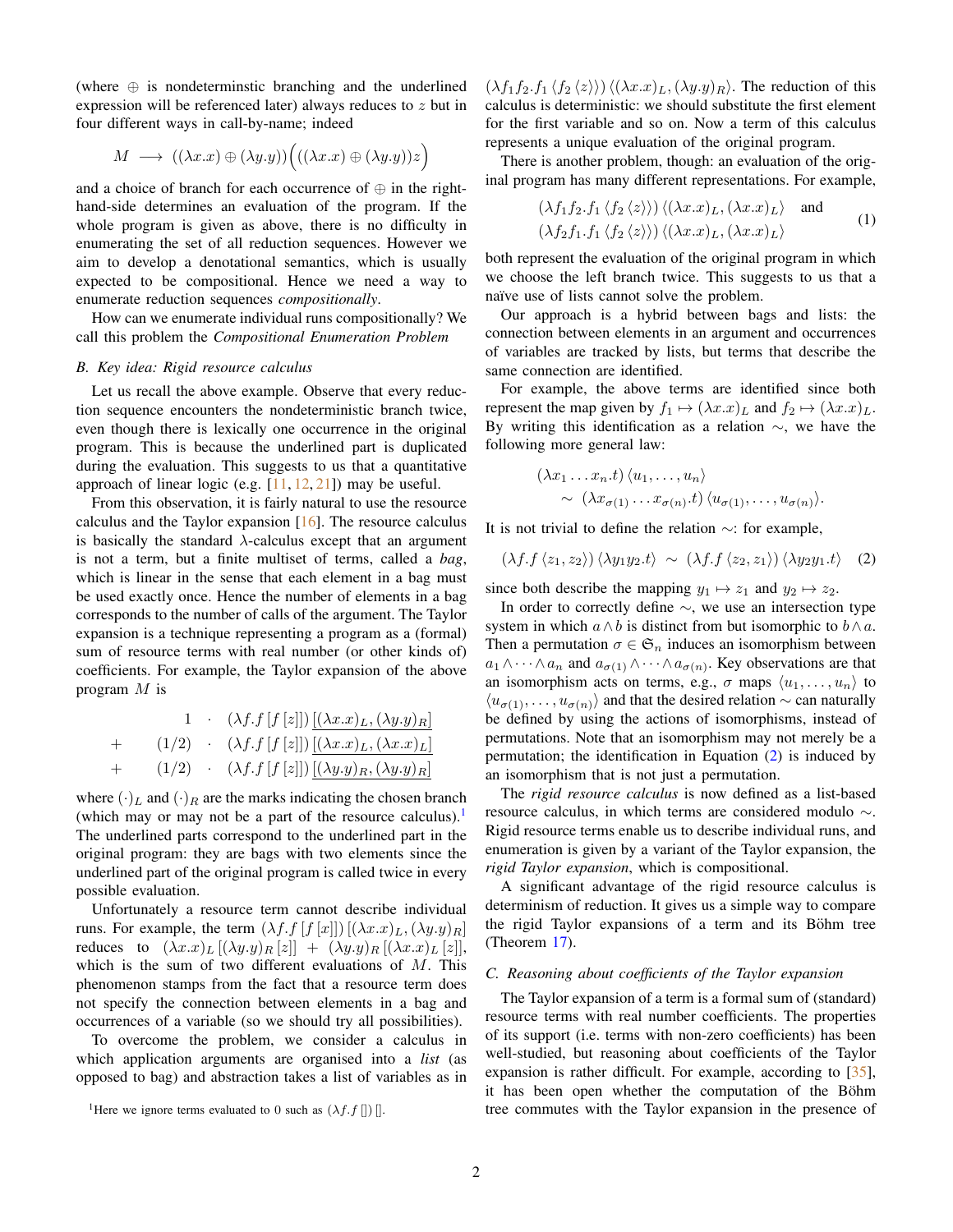(where $\oplus$ is nondeterminstic branching and the underlined expression will be referenced later) always reduces to $z$ but in four different ways in call-by-name; indeed

$$M \longrightarrow ((\lambda x.x) \oplus (\lambda y.y))\Big(((\lambda x.x) \oplus (\lambda y.y))z\Big)$$

and a choice of branch for each occurrence of $\oplus$ in the right-hand-side determines an evaluation of the program. If the whole program is given as above, there is no difficulty in enumerating the set of all reduction sequences. However we aim to develop a denotational semantics, which is usually expected to be compositional. Hence we need a way to enumerate reduction sequences *compositionally*.

How can we enumerate individual runs compositionally? We call this problem the *Compositional Enumeration Problem*

### B. Key idea: Rigid resource calculus

Let us recall the above example. Observe that every reduction sequence encounters the nondeterministic branch twice, even though there is lexically one occurrence in the original program. This is because the underlined part is duplicated during the evaluation. This suggests to us that a quantitative approach of linear logic (e.g. [11, 12, 21]) may be useful.

From this observation, it is fairly natural to use the resource calculus and the Taylor expansion [16]. The resource calculus is basically the standard $\lambda$-calculus except that an argument is not a term, but a finite multiset of terms, called a *bag*, which is linear in the sense that each element in a bag must be used exactly once. Hence the number of elements in a bag corresponds to the number of calls of the argument. The Taylor expansion is a technique representing a program as a (formal) sum of resource terms with real number (or other kinds of) coefficients. For example, the Taylor expansion of the above program $M$ is

$$\begin{array}{rrl} & 1 \;\cdot & (\lambda f.f\,[f\,[z]])\,\underline{[(\lambda x.x)_L, (\lambda y.y)_R]} \\ + & (1/2) \;\cdot & (\lambda f.f\,[f\,[z]])\,\underline{[(\lambda x.x)_L, (\lambda x.x)_L]} \\ + & (1/2) \;\cdot & (\lambda f.f\,[f\,[z]])\,\underline{[(\lambda y.y)_R, (\lambda y.y)_R]} \end{array}$$

where $(\cdot)_L$ and $(\cdot)_R$ are the marks indicating the chosen branch (which may or may not be a part of the resource calculus).[1] The underlined parts correspond to the underlined part in the original program: they are bags with two elements since the underlined part of the original program is called twice in every possible evaluation.

Unfortunately a resource term cannot describe individual runs. For example, the term $(\lambda f.f\,[f\,[x]])\,[(\lambda x.x)_L, (\lambda y.y)_R]$ reduces to $(\lambda x.x)_L\,[(\lambda y.y)_R\,[z]] \;+\; (\lambda y.y)_R\,[(\lambda x.x)_L\,[z]]$, which is the sum of two different evaluations of $M$. This phenomenon stamps from the fact that a resource term does not specify the connection between elements in a bag and occurrences of a variable (so we should try all possibilities).

To overcome the problem, we consider a calculus in which application arguments are organised into a *list* (as opposed to bag) and abstraction takes a list of variables as in $(\lambda f_1 f_2.f_1\,\langle f_2\,\langle z\rangle\rangle)\,\langle(\lambda x.x)_L, (\lambda y.y)_R\rangle$. The reduction of this calculus is deterministic: we should substitute the first element for the first variable and so on. Now a term of this calculus represents a unique evaluation of the original program.

There is another problem, though: an evaluation of the original program has many different representations. For example,

$$\begin{array}{ll} (\lambda f_1 f_2.f_1\,\langle f_2\,\langle z\rangle\rangle)\,\langle(\lambda x.x)_L, (\lambda x.x)_L\rangle & \text{and} \\ (\lambda f_2 f_1.f_1\,\langle f_2\,\langle z\rangle\rangle)\,\langle(\lambda x.x)_L, (\lambda x.x)_L\rangle & \end{array} \tag{1}$$

both represent the evaluation of the original program in which we choose the left branch twice. This suggests to us that a naïve use of lists cannot solve the problem.

Our approach is a hybrid between bags and lists: the connection between elements in an argument and occurrences of variables are tracked by lists, but terms that describe the same connection are identified.

For example, the above terms are identified since both represent the map given by $f_1 \mapsto (\lambda x.x)_L$ and $f_2 \mapsto (\lambda x.x)_L$. By writing this identification as a relation $\sim$, we have the following more general law:

$$\begin{array}{l} (\lambda x_1 \dots x_n.t)\,\langle u_1, \dots, u_n\rangle \\ \quad \sim\; (\lambda x_{\sigma(1)} \dots x_{\sigma(n)}.t)\,\langle u_{\sigma(1)}, \dots, u_{\sigma(n)}\rangle. \end{array}$$

It is not trivial to define the relation $\sim$: for example,

$$(\lambda f.f\,\langle z_1, z_2\rangle)\,\langle \lambda y_1 y_2.t\rangle \;\sim\; (\lambda f.f\,\langle z_2, z_1\rangle)\,\langle \lambda y_2 y_1.t\rangle \tag{2}$$

since both describe the mapping $y_1 \mapsto z_1$ and $y_2 \mapsto z_2$.

In order to correctly define $\sim$, we use an intersection type system in which $a \wedge b$ is distinct from but isomorphic to $b \wedge a$. Then a permutation $\sigma \in \mathfrak{S}_n$ induces an isomorphism between $a_1 \wedge \cdots \wedge a_n$ and $a_{\sigma(1)} \wedge \cdots \wedge a_{\sigma(n)}$. Key observations are that an isomorphism acts on terms, e.g., $\sigma$ maps $\langle u_1, \dots, u_n\rangle$ to $\langle u_{\sigma(1)}, \dots, u_{\sigma(n)}\rangle$ and that the desired relation $\sim$ can naturally be defined by using the actions of isomorphisms, instead of permutations. Note that an isomorphism may not merely be a permutation; the identification in Equation (2) is induced by an isomorphism that is not just a permutation.

The *rigid resource calculus* is now defined as a list-based resource calculus, in which terms are considered modulo $\sim$. Rigid resource terms enable us to describe individual runs, and enumeration is given by a variant of the Taylor expansion, the *rigid Taylor expansion*, which is compositional.

A significant advantage of the rigid resource calculus is determinism of reduction. It gives us a simple way to compare the rigid Taylor expansions of a term and its Böhm tree (Theorem 17).

### C. Reasoning about coefficients of the Taylor expansion

The Taylor expansion of a term is a formal sum of (standard) resource terms with real number coefficients. The properties of its support (i.e. terms with non-zero coefficients) has been well-studied, but reasoning about coefficients of the Taylor expansion is rather difficult. For example, according to [35], it has been open whether the computation of the Böhm tree commutes with the Taylor expansion in the presence of

[1] Here we ignore terms evaluated to 0 such as $(\lambda f.f\,[])\,[]$.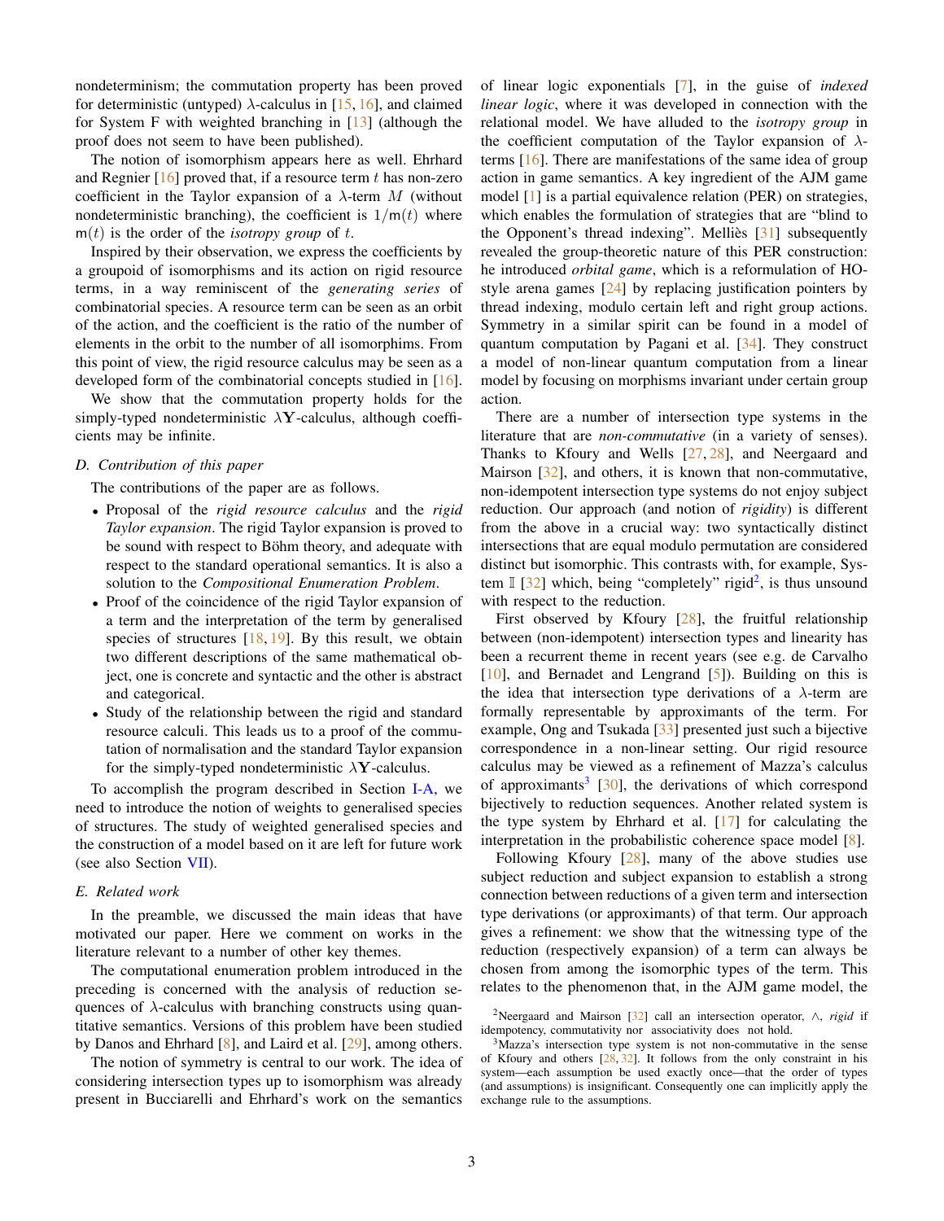nondeterminism; the commutation property has been proved for deterministic (untyped) $\lambda$-calculus in [15, 16], and claimed for System F with weighted branching in [13] (although the proof does not seem to have been published).

The notion of isomorphism appears here as well. Ehrhard and Regnier [16] proved that, if a resource term $t$ has non-zero coefficient in the Taylor expansion of a $\lambda$-term $M$ (without nondeterministic branching), the coefficient is $1/\mathsf{m}(t)$ where $\mathsf{m}(t)$ is the order of the *isotropy group* of $t$.

Inspired by their observation, we express the coefficients by a groupoid of isomorphisms and its action on rigid resource terms, in a way reminiscent of the *generating series* of combinatorial species. A resource term can be seen as an orbit of the action, and the coefficient is the ratio of the number of elements in the orbit to the number of all isomorphims. From this point of view, the rigid resource calculus may be seen as a developed form of the combinatorial concepts studied in [16].

We show that the commutation property holds for the simply-typed nondeterministic $\lambda\mathbf{Y}$-calculus, although coefficients may be infinite.

### D. Contribution of this paper

The contributions of the paper are as follows.

- Proposal of the *rigid resource calculus* and the *rigid Taylor expansion*. The rigid Taylor expansion is proved to be sound with respect to Böhm theory, and adequate with respect to the standard operational semantics. It is also a solution to the *Compositional Enumeration Problem*.
- Proof of the coincidence of the rigid Taylor expansion of a term and the interpretation of the term by generalised species of structures [18, 19]. By this result, we obtain two different descriptions of the same mathematical object, one is concrete and syntactic and the other is abstract and categorical.
- Study of the relationship between the rigid and standard resource calculi. This leads us to a proof of the commutation of normalisation and the standard Taylor expansion for the simply-typed nondeterministic $\lambda\mathbf{Y}$-calculus.

To accomplish the program described in Section I-A, we need to introduce the notion of weights to generalised species of structures. The study of weighted generalised species and the construction of a model based on it are left for future work (see also Section VII).

### E. Related work

In the preamble, we discussed the main ideas that have motivated our paper. Here we comment on works in the literature relevant to a number of other key themes.

The computational enumeration problem introduced in the preceding is concerned with the analysis of reduction sequences of $\lambda$-calculus with branching constructs using quantitative semantics. Versions of this problem have been studied by Danos and Ehrhard [8], and Laird et al. [29], among others.

The notion of symmetry is central to our work. The idea of considering intersection types up to isomorphism was already present in Bucciarelli and Ehrhard's work on the semantics of linear logic exponentials [7], in the guise of *indexed linear logic*, where it was developed in connection with the relational model. We have alluded to the *isotropy group* in the coefficient computation of the Taylor expansion of $\lambda$-terms [16]. There are manifestations of the same idea of group action in game semantics. A key ingredient of the AJM game model [1] is a partial equivalence relation (PER) on strategies, which enables the formulation of strategies that are "blind to the Opponent's thread indexing". Melliès [31] subsequently revealed the group-theoretic nature of this PER construction: he introduced *orbital game*, which is a reformulation of HO-style arena games [24] by replacing justification pointers by thread indexing, modulo certain left and right group actions. Symmetry in a similar spirit can be found in a model of quantum computation by Pagani et al. [34]. They construct a model of non-linear quantum computation from a linear model by focusing on morphisms invariant under certain group action.

There are a number of intersection type systems in the literature that are *non-commutative* (in a variety of senses). Thanks to Kfoury and Wells [27, 28], and Neergaard and Mairson [32], and others, it is known that non-commutative, non-idempotent intersection type systems do not enjoy subject reduction. Our approach (and notion of *rigidity*) is different from the above in a crucial way: two syntactically distinct intersections that are equal modulo permutation are considered distinct but isomorphic. This contrasts with, for example, System $\mathbb{I}$ [32] which, being "completely" rigid[2], is thus unsound with respect to the reduction.

First observed by Kfoury [28], the fruitful relationship between (non-idempotent) intersection types and linearity has been a recurrent theme in recent years (see e.g. de Carvalho [10], and Bernadet and Lengrand [5]). Building on this is the idea that intersection type derivations of a $\lambda$-term are formally representable by approximants of the term. For example, Ong and Tsukada [33] presented just such a bijective correspondence in a non-linear setting. Our rigid resource calculus may be viewed as a refinement of Mazza's calculus of approximants[3] [30], the derivations of which correspond bijectively to reduction sequences. Another related system is the type system by Ehrhard et al. [17] for calculating the interpretation in the probabilistic coherence space model [8].

Following Kfoury [28], many of the above studies use subject reduction and subject expansion to establish a strong connection between reductions of a given term and intersection type derivations (or approximants) of that term. Our approach gives a refinement: we show that the witnessing type of the reduction (respectively expansion) of a term can always be chosen from among the isomorphic types of the term. This relates to the phenomenon that, in the AJM game model, the

[2] Neergaard and Mairson [32] call an intersection operator, $\wedge$, *rigid* if idempotency, commutativity nor associativity does not hold.

[3] Mazza's intersection type system is not non-commutative in the sense of Kfoury and others [28, 32]. It follows from the only constraint in his system—each assumption be used exactly once—that the order of types (and assumptions) is insignificant. Consequently one can implicitly apply the exchange rule to the assumptions.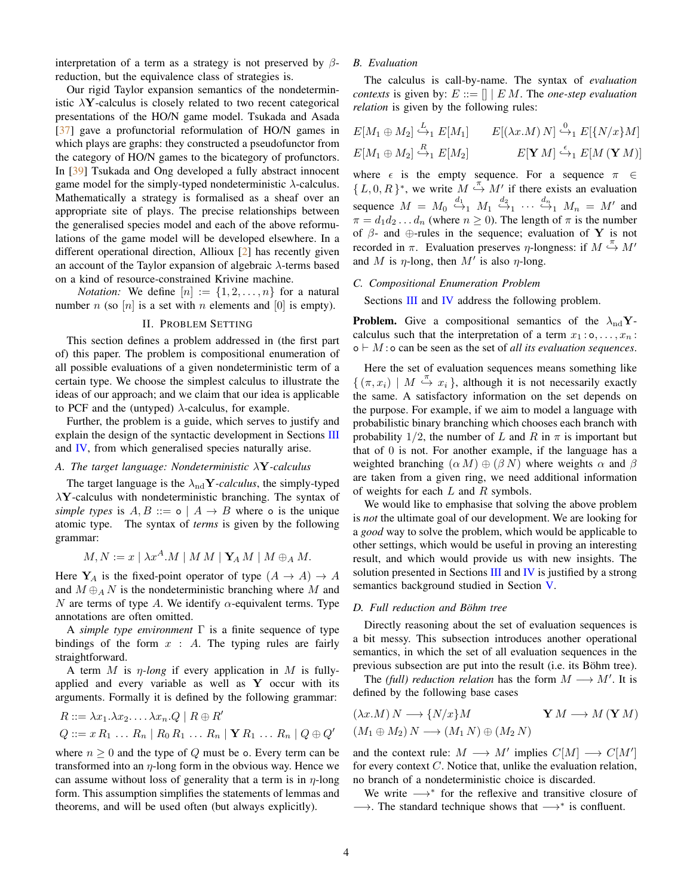interpretation of a term as a strategy is not preserved by $\beta$-reduction, but the equivalence class of strategies is.

Our rigid Taylor expansion semantics of the nondeterministic $\lambda\mathbf{Y}$-calculus is closely related to two recent categorical presentations of the HO/N game model. Tsukada and Asada [37] gave a profunctorial reformulation of HO/N games in which plays are graphs: they constructed a pseudofunctor from the category of HO/N games to the bicategory of profunctors. In [39] Tsukada and Ong developed a fully abstract innocent game model for the simply-typed nondeterministic $\lambda$-calculus. Mathematically a strategy is formalised as a sheaf over an appropriate site of plays. The precise relationships between the generalised species model and each of the above reformulations of the game model will be developed elsewhere. In a different operational direction, Allioux [2] has recently given an account of the Taylor expansion of algebraic $\lambda$-terms based on a kind of resource-constrained Krivine machine.

*Notation:* We define $[n] := \{1, 2, \ldots, n\}$ for a natural number $n$ (so $[n]$ is a set with $n$ elements and $[0]$ is empty).

## II. Problem Setting

This section defines a problem addressed in (the first part of) this paper. The problem is compositional enumeration of all possible evaluations of a given nondeterministic term of a certain type. We choose the simplest calculus to illustrate the ideas of our approach; and we claim that our idea is applicable to PCF and the (untyped) $\lambda$-calculus, for example.

Further, the problem is a guide, which serves to justify and explain the design of the syntactic development in Sections III and IV, from which generalised species naturally arise.

### A. The target language: Nondeterministic $\lambda\mathbf{Y}$-calculus

The target language is the $\lambda_{\mathrm{nd}}\mathbf{Y}$*-calculus*, the simply-typed $\lambda\mathbf{Y}$-calculus with nondeterministic branching. The syntax of *simple types* is $A, B ::= \mathsf{o} \mid A \to B$ where $\mathsf{o}$ is the unique atomic type. The syntax of *terms* is given by the following grammar:

$$M, N := x \mid \lambda x^A.M \mid M\,M \mid \mathbf{Y}_A\,M \mid M \oplus_A M.$$

Here $\mathbf{Y}_A$ is the fixed-point operator of type $(A \to A) \to A$ and $M \oplus_A N$ is the nondeterministic branching where $M$ and $N$ are terms of type $A$. We identify $\alpha$-equivalent terms. Type annotations are often omitted.

A *simple type environment* $\Gamma$ is a finite sequence of type bindings of the form $x : A$. The typing rules are fairly straightforward.

A term $M$ is $\eta$*-long* if every application in $M$ is fully-applied and every variable as well as $\mathbf{Y}$ occur with its arguments. Formally it is defined by the following grammar:

$$R ::= \lambda x_1.\lambda x_2.\ldots\lambda x_n.Q \mid R \oplus R'$$
$$Q ::= x\,R_1\,\ldots\,R_n \mid R_0\,R_1\,\ldots\,R_n \mid \mathbf{Y}\,R_1\,\ldots\,R_n \mid Q \oplus Q'$$

where $n \geq 0$ and the type of $Q$ must be $\mathsf{o}$. Every term can be transformed into an $\eta$-long form in the obvious way. Hence we can assume without loss of generality that a term is in $\eta$-long form. This assumption simplifies the statements of lemmas and theorems, and will be used often (but always explicitly).

### B. Evaluation

The calculus is call-by-name. The syntax of *evaluation contexts* is given by: $E ::= [] \mid E\,M$. The *one-step evaluation relation* is given by the following rules:

$$E[M_1 \oplus M_2] \overset{L}{\hookrightarrow}_1 E[M_1] \qquad E[(\lambda x.M)\,N] \overset{0}{\hookrightarrow}_1 E[\{N/x\}M]$$
$$E[M_1 \oplus M_2] \overset{R}{\hookrightarrow}_1 E[M_2] \qquad E[\mathbf{Y}\,M] \overset{\epsilon}{\hookrightarrow}_1 E[M\,(\mathbf{Y}\,M)]$$

where $\epsilon$ is the empty sequence. For a sequence $\pi \in \{L, 0, R\}^*$, we write $M \overset{\pi}{\hookrightarrow} M'$ if there exists an evaluation sequence $M = M_0 \overset{d_1}{\hookrightarrow}_1 M_1 \overset{d_2}{\hookrightarrow}_1 \cdots \overset{d_n}{\hookrightarrow}_1 M_n = M'$ and $\pi = d_1 d_2 \ldots d_n$ (where $n \geq 0$). The length of $\pi$ is the number of $\beta$- and $\oplus$-rules in the sequence; evaluation of $\mathbf{Y}$ is not recorded in $\pi$. Evaluation preserves $\eta$-longness: if $M \overset{\pi}{\hookrightarrow} M'$ and $M$ is $\eta$-long, then $M'$ is also $\eta$-long.

### C. Compositional Enumeration Problem

Sections III and IV address the following problem.

**Problem.** Give a compositional semantics of the $\lambda_{\mathrm{nd}}\mathbf{Y}$-calculus such that the interpretation of a term $x_1 : \mathsf{o}, \ldots, x_n : \mathsf{o} \vdash M : \mathsf{o}$ can be seen as the set of *all its evaluation sequences*.

Here the set of evaluation sequences means something like $\{(\pi, x_i) \mid M \overset{\pi}{\hookrightarrow} x_i\}$, although it is not necessarily exactly the same. A satisfactory information on the set depends on the purpose. For example, if we aim to model a language with probabilistic binary branching which chooses each branch with probability $1/2$, the number of $L$ and $R$ in $\pi$ is important but that of $0$ is not. For another example, if the language has a weighted branching $(\alpha\,M) \oplus (\beta\,N)$ where weights $\alpha$ and $\beta$ are taken from a given ring, we need additional information of weights for each $L$ and $R$ symbols.

We would like to emphasise that solving the above problem is *not* the ultimate goal of our development. We are looking for a *good* way to solve the problem, which would be applicable to other settings, which would be useful in proving an interesting result, and which would provide us with new insights. The solution presented in Sections III and IV is justified by a strong semantics background studied in Section V.

### D. Full reduction and Böhm tree

Directly reasoning about the set of evaluation sequences is a bit messy. This subsection introduces another operational semantics, in which the set of all evaluation sequences in the previous subsection are put into the result (i.e. its Böhm tree).

The *(full) reduction relation* has the form $M \longrightarrow M'$. It is defined by the following base cases

$$(\lambda x.M)\,N \longrightarrow \{N/x\}M \qquad \mathbf{Y}\,M \longrightarrow M\,(\mathbf{Y}\,M)$$
$$(M_1 \oplus M_2)\,N \longrightarrow (M_1\,N) \oplus (M_2\,N)$$

and the context rule: $M \longrightarrow M'$ implies $C[M] \longrightarrow C[M']$ for every context $C$. Notice that, unlike the evaluation relation, no branch of a nondeterministic choice is discarded.

We write $\longrightarrow^*$ for the reflexive and transitive closure of $\longrightarrow$. The standard technique shows that $\longrightarrow^*$ is confluent.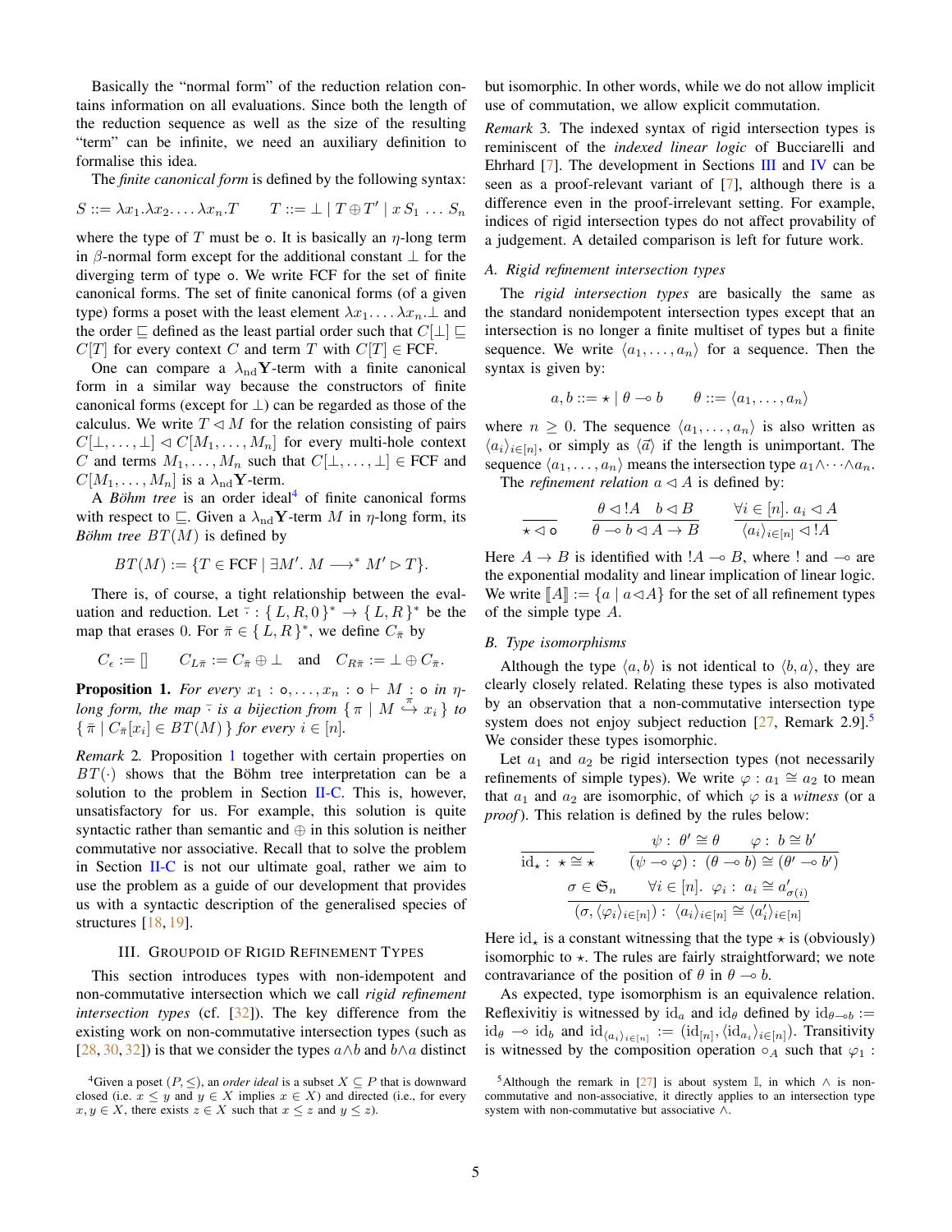Basically the "normal form" of the reduction relation contains information on all evaluations. Since both the length of the reduction sequence as well as the size of the resulting "term" can be infinite, we need an auxiliary definition to formalise this idea.

The *finite canonical form* is defined by the following syntax:

$$S ::= \lambda x_1.\lambda x_2.\dots\lambda x_n.T \qquad T ::= \bot \mid T \oplus T' \mid x\, S_1\, \dots\, S_n$$

where the type of $T$ must be $\mathsf{o}$. It is basically an $\eta$-long term in $\beta$-normal form except for the additional constant $\bot$ for the diverging term of type $\mathsf{o}$. We write FCF for the set of finite canonical forms. The set of finite canonical forms (of a given type) forms a poset with the least element $\lambda x_1.\dots\lambda x_n.\bot$ and the order $\sqsubseteq$ defined as the least partial order such that $C[\bot] \sqsubseteq C[T]$ for every context $C$ and term $T$ with $C[T] \in \mathrm{FCF}$.

One can compare a $\lambda_{\mathrm{nd}}\mathbf{Y}$-term with a finite canonical form in a similar way because the constructors of finite canonical forms (except for $\bot$) can be regarded as those of the calculus. We write $T \lhd M$ for the relation consisting of pairs $C[\bot,\dots,\bot] \lhd C[M_1,\dots,M_n]$ for every multi-hole context $C$ and terms $M_1,\dots,M_n$ such that $C[\bot,\dots,\bot] \in \mathrm{FCF}$ and $C[M_1,\dots,M_n]$ is a $\lambda_{\mathrm{nd}}\mathbf{Y}$-term.

A *Böhm tree* is an order ideal[4] of finite canonical forms with respect to $\sqsubseteq$. Given a $\lambda_{\mathrm{nd}}\mathbf{Y}$-term $M$ in $\eta$-long form, its *Böhm tree* $BT(M)$ is defined by

$$BT(M) := \{ T \in \mathrm{FCF} \mid \exists M'.\ M \longrightarrow^* M' \rhd T \}.$$

There is, of course, a tight relationship between the evaluation and reduction. Let $\bar{\cdot} : \{L, R, 0\}^* \to \{L, R\}^*$ be the map that erases $0$. For $\bar{\pi} \in \{L, R\}^*$, we define $C_{\bar{\pi}}$ by

$$C_\epsilon := [] \qquad C_{L\bar{\pi}} := C_{\bar{\pi}} \oplus \bot \quad \text{ and } \quad C_{R\bar{\pi}} := \bot \oplus C_{\bar{\pi}}.$$

**Proposition 1.** *For every $x_1 : \mathsf{o}, \dots, x_n : \mathsf{o} \vdash M : \mathsf{o}$ in $\eta$-long form, the map $\bar{\cdot}$ is a bijection from $\{ \pi \mid M \overset{\pi}{\hookrightarrow} x_i \}$ to $\{ \bar{\pi} \mid C_{\bar{\pi}}[x_i] \in BT(M) \}$ for every $i \in [n]$.*

*Remark 2.* Proposition 1 together with certain properties on $BT(\cdot)$ shows that the Böhm tree interpretation can be a solution to the problem in Section II-C. This is, however, unsatisfactory for us. For example, this solution is quite syntactic rather than semantic and $\oplus$ in this solution is neither commutative nor associative. Recall that to solve the problem in Section II-C is not our ultimate goal, rather we aim to use the problem as a guide of our development that provides us with a syntactic description of the generalised species of structures [18, 19].

## III. Groupoid of Rigid Refinement Types

This section introduces types with non-idempotent and non-commutative intersection which we call *rigid refinement intersection types* (cf. [32]). The key difference from the existing work on non-commutative intersection types (such as [28, 30, 32]) is that we consider the types $a \wedge b$ and $b \wedge a$ distinct but isomorphic. In other words, while we do not allow implicit use of commutation, we allow explicit commutation.

*Remark 3.* The indexed syntax of rigid intersection types is reminiscent of the *indexed linear logic* of Bucciarelli and Ehrhard [7]. The development in Sections III and IV can be seen as a proof-relevant variant of [7], although there is a difference even in the proof-irrelevant setting. For example, indices of rigid intersection types do not affect provability of a judgement. A detailed comparison is left for future work.

### A. Rigid refinement intersection types

The *rigid intersection types* are basically the same as the standard nonidempotent intersection types except that an intersection is no longer a finite multiset of types but a finite sequence. We write $\langle a_1, \dots, a_n \rangle$ for a sequence. Then the syntax is given by:

$$a, b ::= \star \mid \theta \multimap b \qquad \theta ::= \langle a_1, \dots, a_n \rangle$$

where $n \geq 0$. The sequence $\langle a_1, \dots, a_n \rangle$ is also written as $\langle a_i \rangle_{i \in [n]}$, or simply as $\langle \vec{a} \rangle$ if the length is unimportant. The sequence $\langle a_1, \dots, a_n \rangle$ means the intersection type $a_1 \wedge \dots \wedge a_n$.

The *refinement relation* $a \lhd A$ is defined by:

$$\frac{}{\star \lhd \mathsf{o}} \qquad \frac{\theta \lhd\, !A \quad b \lhd B}{\theta \multimap b \lhd A \to B} \qquad \frac{\forall i \in [n].\ a_i \lhd A}{\langle a_i \rangle_{i \in [n]} \lhd\, !A}$$

Here $A \to B$ is identified with $!A \multimap B$, where $!$ and $\multimap$ are the exponential modality and linear implication of linear logic. We write $[\![A]\!] := \{ a \mid a \lhd A \}$ for the set of all refinement types of the simple type $A$.

### B. Type isomorphisms

Although the type $\langle a, b \rangle$ is not identical to $\langle b, a \rangle$, they are clearly closely related. Relating these types is also motivated by an observation that a non-commutative intersection type system does not enjoy subject reduction [27, Remark 2.9].[5] We consider these types isomorphic.

Let $a_1$ and $a_2$ be rigid intersection types (not necessarily refinements of simple types). We write $\varphi : a_1 \cong a_2$ to mean that $a_1$ and $a_2$ are isomorphic, of which $\varphi$ is a *witness* (or a *proof*). This relation is defined by the rules below:

$$\frac{}{\mathrm{id}_\star :\ \star \cong \star} \qquad \frac{\psi :\ \theta' \cong \theta \qquad \varphi :\ b \cong b'}{(\psi \multimap \varphi) :\ (\theta \multimap b) \cong (\theta' \multimap b')}$$

$$\frac{\sigma \in \mathfrak{S}_n \qquad \forall i \in [n].\ \ \varphi_i :\ a_i \cong a'_{\sigma(i)}}{(\sigma, \langle \varphi_i \rangle_{i \in [n]}) :\ \langle a_i \rangle_{i \in [n]} \cong \langle a'_i \rangle_{i \in [n]}}$$

Here $\mathrm{id}_\star$ is a constant witnessing that the type $\star$ is (obviously) isomorphic to $\star$. The rules are fairly straightforward; we note contravariance of the position of $\theta$ in $\theta \multimap b$.

As expected, type isomorphism is an equivalence relation. Reflexivitiy is witnessed by $\mathrm{id}_a$ and $\mathrm{id}_\theta$ defined by $\mathrm{id}_{\theta \multimap b} := \mathrm{id}_\theta \multimap \mathrm{id}_b$ and $\mathrm{id}_{\langle a_i \rangle_{i \in [n]}} := (\mathrm{id}_{[n]}, \langle \mathrm{id}_{a_i} \rangle_{i \in [n]})$. Transitivity is witnessed by the composition operation $\circ_A$ such that $\varphi_1 :$

---

[4] Given a poset $(P, \leq)$, an *order ideal* is a subset $X \subseteq P$ that is downward closed (i.e. $x \leq y$ and $y \in X$ implies $x \in X$) and directed (i.e., for every $x, y \in X$, there exists $z \in X$ such that $x \leq z$ and $y \leq z$).

[5] Although the remark in [27] is about system $\mathbb{I}$, in which $\wedge$ is non-commutative and non-associative, it directly applies to an intersection type system with non-commutative but associative $\wedge$.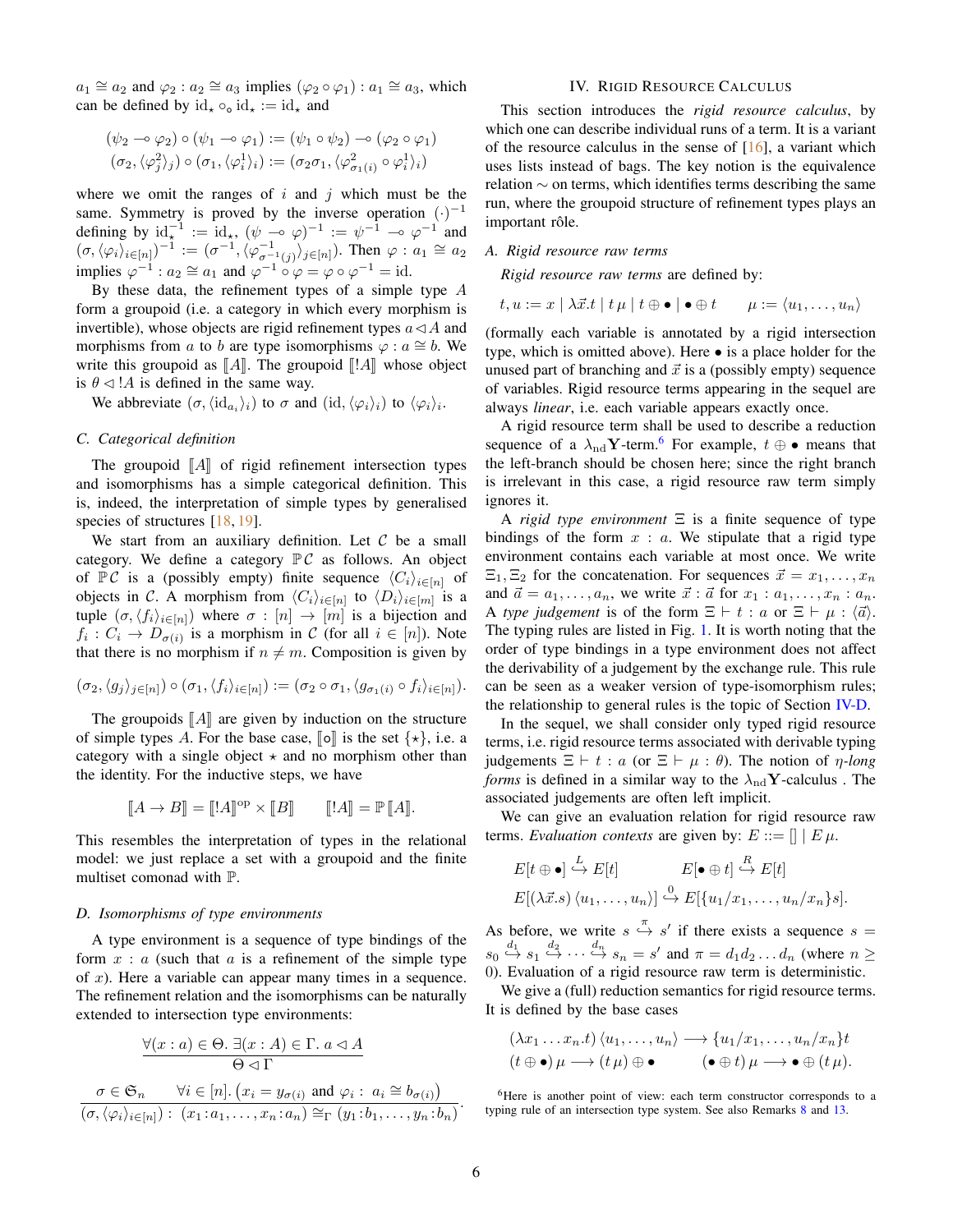$a_1 \cong a_2$ and $\varphi_2 : a_2 \cong a_3$ implies $(\varphi_2 \circ \varphi_1) : a_1 \cong a_3$, which can be defined by $\mathrm{id}_\star \circ_\circ \mathrm{id}_\star := \mathrm{id}_\star$ and

$$(\psi_2 \multimap \varphi_2) \circ (\psi_1 \multimap \varphi_1) := (\psi_1 \circ \psi_2) \multimap (\varphi_2 \circ \varphi_1)$$
$$(\sigma_2, \langle \varphi^2_j \rangle_j) \circ (\sigma_1, \langle \varphi^1_i \rangle_i) := (\sigma_2 \sigma_1, \langle \varphi^2_{\sigma_1(i)} \circ \varphi^1_i \rangle_i)$$

where we omit the ranges of $i$ and $j$ which must be the same. Symmetry is proved by the inverse operation $(\cdot)^{-1}$ defining by $\mathrm{id}_\star^{-1} := \mathrm{id}_\star$, $(\psi \multimap \varphi)^{-1} := \psi^{-1} \multimap \varphi^{-1}$ and $(\sigma, \langle \varphi_i \rangle_{i \in [n]})^{-1} := (\sigma^{-1}, \langle \varphi^{-1}_{\sigma^{-1}(j)} \rangle_{j \in [n]})$. Then $\varphi : a_1 \cong a_2$ implies $\varphi^{-1} : a_2 \cong a_1$ and $\varphi^{-1} \circ \varphi = \varphi \circ \varphi^{-1} = \mathrm{id}$.

By these data, the refinement types of a simple type $A$ form a groupoid (i.e. a category in which every morphism is invertible), whose objects are rigid refinement types $a \lhd A$ and morphisms from $a$ to $b$ are type isomorphisms $\varphi : a \cong b$. We write this groupoid as $[\![A]\!]$. The groupoid $[\![!A]\!]$ whose object is $\theta \lhd !A$ is defined in the same way.

We abbreviate $(\sigma, \langle \mathrm{id}_{a_i} \rangle_i)$ to $\sigma$ and $(\mathrm{id}, \langle \varphi_i \rangle_i)$ to $\langle \varphi_i \rangle_i$.

### C. Categorical definition

The groupoid $[\![A]\!]$ of rigid refinement intersection types and isomorphisms has a simple categorical definition. This is, indeed, the interpretation of simple types by generalised species of structures [18, 19].

We start from an auxiliary definition. Let $\mathcal{C}$ be a small category. We define a category $\mathbb{P}\mathcal{C}$ as follows. An object of $\mathbb{P}\mathcal{C}$ is a (possibly empty) finite sequence $\langle C_i \rangle_{i \in [n]}$ of objects in $\mathcal{C}$. A morphism from $\langle C_i \rangle_{i \in [n]}$ to $\langle D_i \rangle_{i \in [m]}$ is a tuple $(\sigma, \langle f_i \rangle_{i \in [n]})$ where $\sigma : [n] \to [m]$ is a bijection and $f_i : C_i \to D_{\sigma(i)}$ is a morphism in $\mathcal{C}$ (for all $i \in [n]$). Note that there is no morphism if $n \neq m$. Composition is given by

$$(\sigma_2, \langle g_j \rangle_{j \in [n]}) \circ (\sigma_1, \langle f_i \rangle_{i \in [n]}) := (\sigma_2 \circ \sigma_1, \langle g_{\sigma_1(i)} \circ f_i \rangle_{i \in [n]}).$$

The groupoids $[\![A]\!]$ are given by induction on the structure of simple types $A$. For the base case, $[\![\mathsf{o}]\!]$ is the set $\{\star\}$, i.e. a category with a single object $\star$ and no morphism other than the identity. For the inductive steps, we have

$$[\![A \to B]\!] = [\![!A]\!]^{\mathrm{op}} \times [\![B]\!] \qquad [\![!A]\!] = \mathbb{P}\,[\![A]\!].$$

This resembles the interpretation of types in the relational model: we just replace a set with a groupoid and the finite multiset comonad with $\mathbb{P}$.

### D. Isomorphisms of type environments

A type environment is a sequence of type bindings of the form $x : a$ (such that $a$ is a refinement of the simple type of $x$). Here a variable can appear many times in a sequence. The refinement relation and the isomorphisms can be naturally extended to intersection type environments:

$$\frac{\forall (x : a) \in \Theta.\ \exists (x : A) \in \Gamma.\ a \lhd A}{\Theta \lhd \Gamma}$$

$$\frac{\sigma \in \mathfrak{S}_n \qquad \forall i \in [n].\ \big(x_i = y_{\sigma(i)} \text{ and } \varphi_i :\ a_i \cong b_{\sigma(i)}\big)}{(\sigma, \langle \varphi_i \rangle_{i \in [n]}) :\ (x_1 {:} a_1, \dots, x_n {:} a_n) \cong_\Gamma (y_1 {:} b_1, \dots, y_n {:} b_n)}.$$

## IV. Rigid Resource Calculus

This section introduces the *rigid resource calculus*, by which one can describe individual runs of a term. It is a variant of the resource calculus in the sense of [16], a variant which uses lists instead of bags. The key notion is the equivalence relation $\sim$ on terms, which identifies terms describing the same run, where the groupoid structure of refinement types plays an important rôle.

### A. Rigid resource raw terms

*Rigid resource raw terms* are defined by:

$$t, u := x \mid \lambda \vec{x}.t \mid t\,\mu \mid t \oplus \bullet \mid \bullet \oplus t \qquad \mu := \langle u_1, \dots, u_n \rangle$$

(formally each variable is annotated by a rigid intersection type, which is omitted above). Here $\bullet$ is a place holder for the unused part of branching and $\vec{x}$ is a (possibly empty) sequence of variables. Rigid resource terms appearing in the sequel are always *linear*, i.e. each variable appears exactly once.

A rigid resource term shall be used to describe a reduction sequence of a $\lambda_{\mathrm{nd}}\mathbf{Y}$-term.[6] For example, $t \oplus \bullet$ means that the left-branch should be chosen here; since the right branch is irrelevant in this case, a rigid resource raw term simply ignores it.

A *rigid type environment* $\Xi$ is a finite sequence of type bindings of the form $x : a$. We stipulate that a rigid type environment contains each variable at most once. We write $\Xi_1, \Xi_2$ for the concatenation. For sequences $\vec{x} = x_1, \dots, x_n$ and $\vec{a} = a_1, \dots, a_n$, we write $\vec{x} : \vec{a}$ for $x_1 : a_1, \dots, x_n : a_n$. A *type judgement* is of the form $\Xi \vdash t : a$ or $\Xi \vdash \mu : \langle \vec{a} \rangle$. The typing rules are listed in Fig. 1. It is worth noting that the order of type bindings in a type environment does not affect the derivability of a judgement by the exchange rule. This rule can be seen as a weaker version of type-isomorphism rules; the relationship to general rules is the topic of Section IV-D.

In the sequel, we shall consider only typed rigid resource terms, i.e. rigid resource terms associated with derivable typing judgements $\Xi \vdash t : a$ (or $\Xi \vdash \mu : \theta$). The notion of *$\eta$-long forms* is defined in a similar way to the $\lambda_{\mathrm{nd}}\mathbf{Y}$-calculus . The associated judgements are often left implicit.

We can give an evaluation relation for rigid resource raw terms. *Evaluation contexts* are given by: $E ::= [] \mid E\,\mu$.

$$E[t \oplus \bullet] \overset{L}{\hookrightarrow} E[t] \qquad\qquad E[\bullet \oplus t] \overset{R}{\hookrightarrow} E[t]$$
$$E[(\lambda \vec{x}.s)\,\langle u_1, \dots, u_n \rangle] \overset{0}{\hookrightarrow} E[\{u_1/x_1, \dots, u_n/x_n\}s].$$

As before, we write $s \overset{\pi}{\hookrightarrow} s'$ if there exists a sequence $s = s_0 \overset{d_1}{\hookrightarrow} s_1 \overset{d_2}{\hookrightarrow} \cdots \overset{d_n}{\hookrightarrow} s_n = s'$ and $\pi = d_1 d_2 \dots d_n$ (where $n \geq 0$). Evaluation of a rigid resource raw term is deterministic.

We give a (full) reduction semantics for rigid resource terms. It is defined by the base cases

$$(\lambda x_1 \dots x_n.t)\,\langle u_1, \dots, u_n \rangle \longrightarrow \{u_1/x_1, \dots, u_n/x_n\}t$$
$$(t \oplus \bullet)\,\mu \longrightarrow (t\,\mu) \oplus \bullet \qquad\quad (\bullet \oplus t)\,\mu \longrightarrow \bullet \oplus (t\,\mu).$$

[6] Here is another point of view: each term constructor corresponds to a typing rule of an intersection type system. See also Remarks 8 and 13.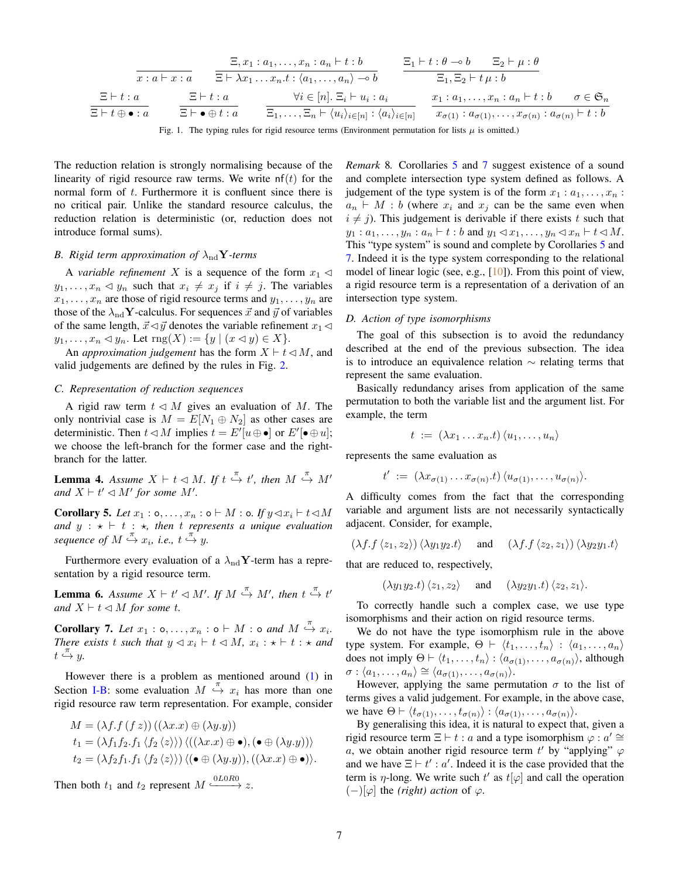$$\frac{}{x : a \vdash x : a} \qquad \frac{\Xi, x_1 : a_1, \dots, x_n : a_n \vdash t : b}{\Xi \vdash \lambda x_1 \dots x_n.t : \langle a_1, \dots, a_n \rangle \multimap b} \qquad \frac{\Xi_1 \vdash t : \theta \multimap b \qquad \Xi_2 \vdash \mu : \theta}{\Xi_1, \Xi_2 \vdash t\,\mu : b}$$

$$\frac{\Xi \vdash t : a}{\Xi \vdash t \oplus \bullet : a} \qquad \frac{\Xi \vdash t : a}{\Xi \vdash \bullet \oplus t : a} \qquad \frac{\forall i \in [n].\ \Xi_i \vdash u_i : a_i}{\Xi_1, \dots, \Xi_n \vdash \langle u_i \rangle_{i \in [n]} : \langle a_i \rangle_{i \in [n]}} \qquad \frac{x_1 : a_1, \dots, x_n : a_n \vdash t : b \qquad \sigma \in \mathfrak{S}_n}{x_{\sigma(1)} : a_{\sigma(1)}, \dots, x_{\sigma(n)} : a_{\sigma(n)} \vdash t : b}$$

Fig. 1. The typing rules for rigid resource terms (Environment permutation for lists $\mu$ is omitted.)

The reduction relation is strongly normalising because of the linearity of rigid resource raw terms. We write $\mathsf{nf}(t)$ for the normal form of $t$. Furthermore it is confluent since there is no critical pair. Unlike the standard resource calculus, the reduction relation is deterministic (or, reduction does not introduce formal sums).

### B. Rigid term approximation of $\lambda_{\mathrm{nd}}\mathbf{Y}$-terms

A *variable refinement* $X$ is a sequence of the form $x_1 \lhd y_1, \dots, x_n \lhd y_n$ such that $x_i \neq x_j$ if $i \neq j$. The variables $x_1, \dots, x_n$ are those of rigid resource terms and $y_1, \dots, y_n$ are those of the $\lambda_{\mathrm{nd}}\mathbf{Y}$-calculus. For sequences $\vec{x}$ and $\vec{y}$ of variables of the same length, $\vec{x} \lhd \vec{y}$ denotes the variable refinement $x_1 \lhd y_1, \dots, x_n \lhd y_n$. Let $\mathrm{rng}(X) := \{y \mid (x \lhd y) \in X\}$.

An *approximation judgement* has the form $X \vdash t \lhd M$, and valid judgements are defined by the rules in Fig. 2.

### C. Representation of reduction sequences

A rigid raw term $t \lhd M$ gives an evaluation of $M$. The only nontrivial case is $M = E[N_1 \oplus N_2]$ as other cases are deterministic. Then $t \lhd M$ implies $t = E'[u \oplus \bullet]$ or $E'[\bullet \oplus u]$; we choose the left-branch for the former case and the right-branch for the latter.

**Lemma 4.** *Assume $X \vdash t \lhd M$. If $t \overset{\pi}{\hookrightarrow} t'$, then $M \overset{\pi}{\hookrightarrow} M'$ and $X \vdash t' \lhd M'$ for some $M'$.*

**Corollary 5.** *Let $x_1 : \mathsf{o}, \dots, x_n : \mathsf{o} \vdash M : \mathsf{o}$. If $y \lhd x_i \vdash t \lhd M$ and $y : \star \vdash t : \star$, then $t$ represents a unique evaluation sequence of $M \overset{\pi}{\hookrightarrow} x_i$, i.e., $t \overset{\pi}{\hookrightarrow} y$.*

Furthermore every evaluation of a $\lambda_{\mathrm{nd}}\mathbf{Y}$-term has a representation by a rigid resource term.

**Lemma 6.** *Assume $X \vdash t' \lhd M'$. If $M \overset{\pi}{\hookrightarrow} M'$, then $t \overset{\pi}{\hookrightarrow} t'$ and $X \vdash t \lhd M$ for some $t$.*

**Corollary 7.** *Let $x_1 : \mathsf{o}, \dots, x_n : \mathsf{o} \vdash M : \mathsf{o}$ and $M \overset{\pi}{\hookrightarrow} x_i$. There exists $t$ such that $y \lhd x_i \vdash t \lhd M$, $x_i : \star \vdash t : \star$ and $t \overset{\pi}{\hookrightarrow} y$.*

However there is a problem as mentioned around (1) in Section I-B: some evaluation $M \overset{\pi}{\hookrightarrow} x_i$ has more than one rigid resource raw term representation. For example, consider

$$M = (\lambda f.f\,(f\,z))\,((\lambda x.x) \oplus (\lambda y.y))$$
$$t_1 = (\lambda f_1 f_2.f_1\,\langle f_2\,\langle z \rangle\rangle)\,\langle((\lambda x.x) \oplus \bullet), (\bullet \oplus (\lambda y.y))\rangle$$
$$t_2 = (\lambda f_2 f_1.f_1\,\langle f_2\,\langle z \rangle\rangle)\,\langle(\bullet \oplus (\lambda y.y)), ((\lambda x.x) \oplus \bullet)\rangle.$$

Then both $t_1$ and $t_2$ represent $M \xrightarrow{0L0R0} z$.

*Remark 8.* Corollaries 5 and 7 suggest existence of a sound and complete intersection type system defined as follows. A judgement of the type system is of the form $x_1 : a_1, \dots, x_n : a_n \vdash M : b$ (where $x_i$ and $x_j$ can be the same even when $i \neq j$). This judgement is derivable if there exists $t$ such that $y_1 : a_1, \dots, y_n : a_n \vdash t : b$ and $y_1 \lhd x_1, \dots, y_n \lhd x_n \vdash t \lhd M$. This "type system" is sound and complete by Corollaries 5 and 7. Indeed it is the type system corresponding to the relational model of linear logic (see, e.g., [10]). From this point of view, a rigid resource term is a representation of a derivation of an intersection type system.

### D. Action of type isomorphisms

The goal of this subsection is to avoid the redundancy described at the end of the previous subsection. The idea is to introduce an equivalence relation $\sim$ relating terms that represent the same evaluation.

Basically redundancy arises from application of the same permutation to both the variable list and the argument list. For example, the term

$$t := (\lambda x_1 \dots x_n.t)\,\langle u_1, \dots, u_n \rangle$$

represents the same evaluation as

$$t' := (\lambda x_{\sigma(1)} \dots x_{\sigma(n)}.t)\,\langle u_{\sigma(1)}, \dots, u_{\sigma(n)} \rangle.$$

A difficulty comes from the fact that the corresponding variable and argument lists are not necessarily syntactically adjacent. Consider, for example,

$$(\lambda f.f\,\langle z_1, z_2 \rangle)\,\langle \lambda y_1 y_2.t \rangle \quad \text{and} \quad (\lambda f.f\,\langle z_2, z_1 \rangle)\,\langle \lambda y_2 y_1.t \rangle$$

that are reduced to, respectively,

$$(\lambda y_1 y_2.t)\,\langle z_1, z_2 \rangle \quad \text{and} \quad (\lambda y_2 y_1.t)\,\langle z_2, z_1 \rangle.$$

To correctly handle such a complex case, we use type isomorphisms and their action on rigid resource terms.

We do not have the type isomorphism rule in the above type system. For example, $\Theta \vdash \langle t_1, \dots, t_n \rangle : \langle a_1, \dots, a_n \rangle$ does not imply $\Theta \vdash \langle t_1, \dots, t_n \rangle : \langle a_{\sigma(1)}, \dots, a_{\sigma(n)} \rangle$, although $\sigma : \langle a_1, \dots, a_n \rangle \cong \langle a_{\sigma(1)}, \dots, a_{\sigma(n)} \rangle$.

However, applying the same permutation $\sigma$ to the list of terms gives a valid judgement. For example, in the above case, we have $\Theta \vdash \langle t_{\sigma(1)}, \dots, t_{\sigma(n)} \rangle : \langle a_{\sigma(1)}, \dots, a_{\sigma(n)} \rangle$.

By generalising this idea, it is natural to expect that, given a rigid resource term $\Xi \vdash t : a$ and a type isomorphism $\varphi : a' \cong a$, we obtain another rigid resource term $t'$ by "applying" $\varphi$ and we have $\Xi \vdash t' : a'$. Indeed it is the case provided that the term is $\eta$-long. We write such $t'$ as $t[\varphi]$ and call the operation $(-)[\varphi]$ the *(right) action* of $\varphi$.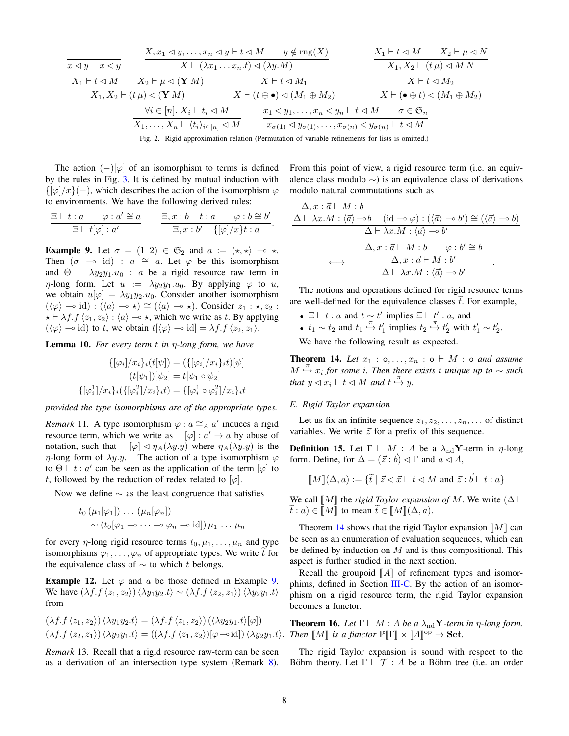$$\frac{}{x \lhd y \vdash x \lhd y} \qquad \frac{X, x_1 \lhd y, \ldots, x_n \lhd y \vdash t \lhd M \qquad y \notin \mathrm{rng}(X)}{X \vdash (\lambda x_1 \ldots x_n.t) \lhd (\lambda y.M)} \qquad \frac{X_1 \vdash t \lhd M \qquad X_2 \vdash \mu \lhd N}{X_1, X_2 \vdash (t\,\mu) \lhd M\,N}$$

$$\frac{X_1 \vdash t \lhd M \qquad X_2 \vdash \mu \lhd (\mathbf{Y}\,M)}{X_1, X_2 \vdash (t\,\mu) \lhd (\mathbf{Y}\,M)} \qquad \frac{X \vdash t \lhd M_1}{X \vdash (t \oplus \bullet) \lhd (M_1 \oplus M_2)} \qquad \frac{X \vdash t \lhd M_2}{X \vdash (\bullet \oplus t) \lhd (M_1 \oplus M_2)}$$

$$\frac{\forall i \in [n].\ X_i \vdash t_i \lhd M}{X_1, \ldots, X_n \vdash \langle t_i \rangle_{i \in [n]} \lhd M} \qquad \frac{x_1 \lhd y_1, \ldots, x_n \lhd y_n \vdash t \lhd M \qquad \sigma \in \mathfrak{S}_n}{x_{\sigma(1)} \lhd y_{\sigma(1)}, \ldots, x_{\sigma(n)} \lhd y_{\sigma(n)} \vdash t \lhd M}$$

Fig. 2. Rigid approximation relation (Permutation of variable refinements for lists is omitted.)

The action $(-)[\varphi]$ of an isomorphism to terms is defined by the rules in Fig. 3. It is defined by mutual induction with $\{[\varphi]/x\}(-)$, which describes the action of the isomorphism $\varphi$ to environments. We have the following derived rules:

$$\frac{\Xi \vdash t : a \qquad \varphi : a' \cong a}{\Xi \vdash t[\varphi] : a'} \qquad \frac{\Xi, x : b \vdash t : a \qquad \varphi : b \cong b'}{\Xi, x : b' \vdash \{[\varphi]/x\}t : a}.$$

**Example 9.** Let $\sigma = (1\ 2) \in \mathfrak{S}_2$ and $a := \langle \star, \star \rangle \multimap \star$. Then $(\sigma \multimap \mathrm{id}) : a \cong a$. Let $\varphi$ be this isomorphism and $\Theta \vdash \lambda y_2 y_1.u_0 : a$ be a rigid resource raw term in $\eta$-long form. Let $u := \lambda y_2 y_1.u_0$. By applying $\varphi$ to $u$, we obtain $u[\varphi] = \lambda y_1 y_2.u_0$. Consider another isomorphism $(\langle \varphi \rangle \multimap \mathrm{id}) : (\langle a \rangle \multimap \star) \cong (\langle a \rangle \multimap \star)$. Consider $z_1 : \star, z_2 : \star \vdash \lambda f.f\,\langle z_1, z_2 \rangle : \langle a \rangle \multimap \star$, which we write as $t$. By applying $(\langle \varphi \rangle \multimap \mathrm{id})$ to $t$, we obtain $t[\langle \varphi \rangle \multimap \mathrm{id}] = \lambda f.f\,\langle z_2, z_1 \rangle$.

**Lemma 10.** *For every term $t$ in $\eta$-long form, we have*

$$\{[\varphi_i]/x_i\}_i(t[\psi]) = (\{[\varphi_i]/x_i\}_i t)[\psi]$$
$$(t[\psi_1])[\psi_2] = t[\psi_1 \circ \psi_2]$$
$$\{[\varphi_i^1]/x_i\}_i(\{[\varphi_i^2]/x_i\}_i t) = \{[\varphi_i^1 \circ \varphi_i^2]/x_i\}_i t$$

*provided the type isomorphisms are of the appropriate types.*

*Remark* 11. A type isomorphism $\varphi : a \cong_A a'$ induces a rigid resource term, which we write as $\vdash [\varphi] : a' \to a$ by abuse of notation, such that $\vdash [\varphi] \lhd \eta_A(\lambda y.y)$ where $\eta_A(\lambda y.y)$ is the $\eta$-long form of $\lambda y.y$. The action of a type isomorphism $\varphi$ to $\Theta \vdash t : a'$ can be seen as the application of the term $[\varphi]$ to $t$, followed by the reduction of redex related to $[\varphi]$.

Now we define $\sim$ as the least congruence that satisfies

$$t_0\,(\mu_1[\varphi_1])\,\ldots\,(\mu_n[\varphi_n]) \\ \sim (t_0[\varphi_1 \multimap \cdots \multimap \varphi_n \multimap \mathrm{id}])\,\mu_1\,\ldots\,\mu_n$$

for every $\eta$-long rigid resource terms $t_0, \mu_1, \ldots, \mu_n$ and type isomorphisms $\varphi_1, \ldots, \varphi_n$ of appropriate types. We write $\widetilde{t}$ for the equivalence class of $\sim$ to which $t$ belongs.

**Example 12.** Let $\varphi$ and $a$ be those defined in Example 9. We have $(\lambda f.f\,\langle z_1, z_2 \rangle)\,\langle \lambda y_1 y_2.t \rangle \sim (\lambda f.f\,\langle z_2, z_1 \rangle)\,\langle \lambda y_2 y_1.t \rangle$ from

$$(\lambda f.f\,\langle z_1, z_2 \rangle)\,\langle \lambda y_1 y_2.t \rangle = (\lambda f.f\,\langle z_1, z_2 \rangle)\,(\langle \lambda y_2 y_1.t \rangle[\varphi])$$
$$(\lambda f.f\,\langle z_2, z_1 \rangle)\,\langle \lambda y_2 y_1.t \rangle = ((\lambda f.f\,\langle z_1, z_2 \rangle)[\varphi \multimap \mathrm{id}])\,\langle \lambda y_2 y_1.t \rangle.$$

*Remark* 13. Recall that a rigid resource raw-term can be seen as a derivation of an intersection type system (Remark 8). From this point of view, a rigid resource term (i.e. an equivalence class modulo $\sim$) is an equivalence class of derivations modulo natural commutations such as

$$\frac{\dfrac{\Delta, x : \vec{a} \vdash M : b}{\Delta \vdash \lambda x.M : \langle \vec{a} \rangle \multimap b} \quad (\mathrm{id} \multimap \varphi) : (\langle \vec{a} \rangle \multimap b') \cong (\langle \vec{a} \rangle \multimap b)}{\Delta \vdash \lambda x.M : \langle \vec{a} \rangle \multimap b'}$$

$$\longleftrightarrow \quad \frac{\dfrac{\Delta, x : \vec{a} \vdash M : b \qquad \varphi : b' \cong b}{\Delta, x : \vec{a} \vdash M : b'}}{\Delta \vdash \lambda x.M : \langle \vec{a} \rangle \multimap b'}.$$

The notions and operations defined for rigid resource terms are well-defined for the equivalence classes $\widetilde{t}$. For example,

- $\Xi \vdash t : a$ and $t \sim t'$ implies $\Xi \vdash t' : a$, and
- $t_1 \sim t_2$ and $t_1 \overset{\pi}{\hookrightarrow} t_1'$ implies $t_2 \overset{\pi}{\hookrightarrow} t_2'$ with $t_1' \sim t_2'$.

We have the following result as expected.

**Theorem 14.** *Let $x_1 : \mathsf{o}, \ldots, x_n : \mathsf{o} \vdash M : \mathsf{o}$ and assume $M \overset{\pi}{\hookrightarrow} x_i$ for some $i$. Then there exists $t$ unique up to $\sim$ such that $y \lhd x_i \vdash t \lhd M$ and $t \overset{\pi}{\hookrightarrow} y$.*

### E. Rigid Taylor expansion

Let us fix an infinite sequence $z_1, z_2, \ldots, z_n, \ldots$ of distinct variables. We write $\vec{z}$ for a prefix of this sequence.

**Definition 15.** Let $\Gamma \vdash M : A$ be a $\lambda_{\mathrm{nd}}\mathbf{Y}$-term in $\eta$-long form. Define, for $\Delta = (\vec{z} : \vec{b}) \lhd \Gamma$ and $a \lhd A$,

$$[\![M]\!](\Delta, a) := \{\widetilde{t} \mid \vec{z} \lhd \vec{x} \vdash t \lhd M \text{ and } \vec{z} : \vec{b} \vdash t : a\}$$

We call $[\![M]\!]$ the *rigid Taylor expansion of* $M$. We write $(\Delta \vdash \widetilde{t} : a) \in [\![M]\!]$ to mean $\widetilde{t} \in [\![M]\!](\Delta, a)$.

Theorem 14 shows that the rigid Taylor expansion $[\![M]\!]$ can be seen as an enumeration of evaluation sequences, which can be defined by induction on $M$ and is thus compositional. This aspect is further studied in the next section.

Recall the groupoid $[\![A]\!]$ of refinement types and isomorphisms, defined in Section III-C. By the action of an isomorphism on a rigid resource term, the rigid Taylor expansion becomes a functor.

**Theorem 16.** *Let $\Gamma \vdash M : A$ be a $\lambda_{\mathrm{nd}}\mathbf{Y}$-term in $\eta$-long form. Then $[\![M]\!]$ is a functor $\mathbb{P}[\![\Gamma]\!] \times [\![A]\!]^{\mathrm{op}} \to \mathbf{Set}$.*

The rigid Taylor expansion is sound with respect to the Böhm theory. Let $\Gamma \vdash \mathcal{T} : A$ be a Böhm tree (i.e. an order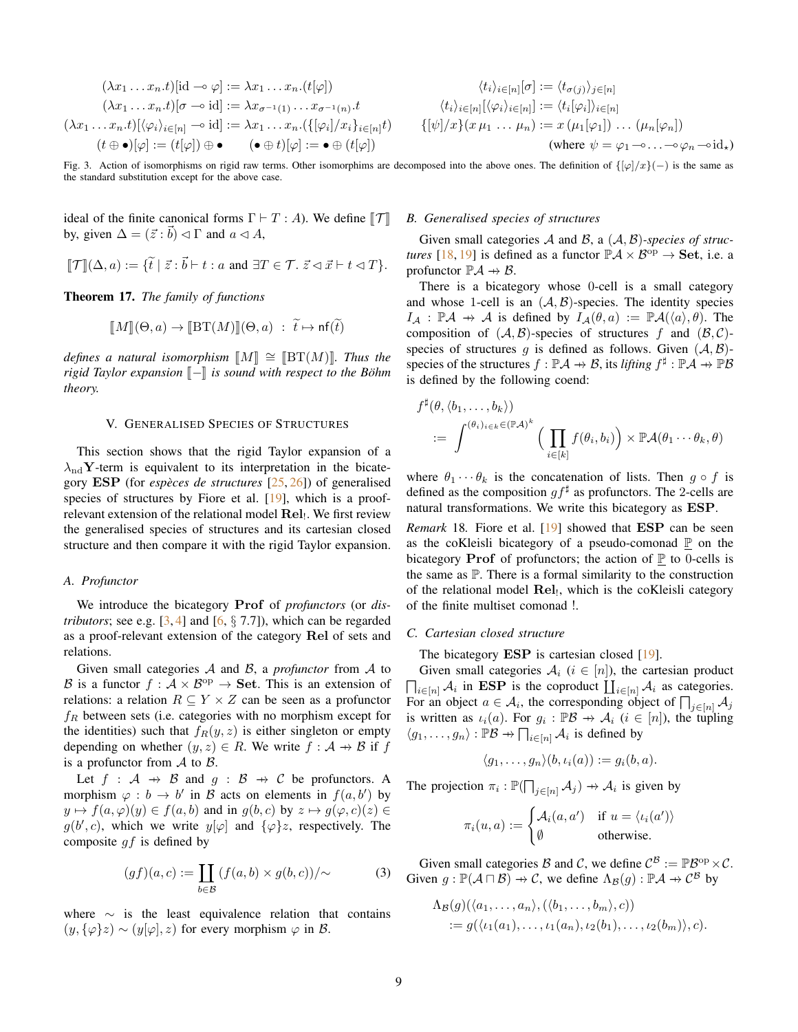$$(\lambda x_1 \dots x_n.t)[\mathrm{id} \multimap \varphi] := \lambda x_1 \dots x_n.(t[\varphi]) \qquad \langle t_i \rangle_{i\in[n]}[\sigma] := \langle t_{\sigma(j)} \rangle_{j\in[n]}$$

$$(\lambda x_1 \dots x_n.t)[\sigma \multimap \mathrm{id}] := \lambda x_{\sigma^{-1}(1)} \dots x_{\sigma^{-1}(n)}.t \qquad \langle t_i \rangle_{i\in[n]}[\langle \varphi_i \rangle_{i\in[n]}] := \langle t_i[\varphi_i] \rangle_{i\in[n]}$$

$$(\lambda x_1 \dots x_n.t)[\langle \varphi_i \rangle_{i\in[n]} \multimap \mathrm{id}] := \lambda x_1 \dots x_n.(\{[\varphi_i]/x_i\}_{i\in[n]} t) \qquad \{[\psi]/x\}(x\,\mu_1 \dots \mu_n) := x\,(\mu_1[\varphi_1]) \dots (\mu_n[\varphi_n])$$

$$(t \oplus \bullet)[\varphi] := (t[\varphi]) \oplus \bullet \qquad (\bullet \oplus t)[\varphi] := \bullet \oplus (t[\varphi]) \qquad (\text{where } \psi = \varphi_1 \multimap \dots \multimap \varphi_n \multimap \mathrm{id}_\star)$$

Fig. 3. Action of isomorphisms on rigid raw terms. Other isomorphims are decomposed into the above ones. The definition of $\{[\varphi]/x\}(-)$ is the same as the standard substitution except for the above case.

ideal of the finite canonical forms $\Gamma \vdash T : A$). We define $[\![\mathcal{T}]\!]$ by, given $\Delta = (\vec{z} : \vec{b}) \lhd \Gamma$ and $a \lhd A$,

$$[\![\mathcal{T}]\!](\Delta, a) := \{\widetilde{t} \mid \vec{z} : \vec{b} \vdash t : a \text{ and } \exists T \in \mathcal{T}.\ \vec{z} \lhd \vec{x} \vdash t \lhd T\}.$$

**Theorem 17.** *The family of functions*

$$[\![M]\!](\Theta, a) \to [\![\mathrm{BT}(M)]\!](\Theta, a) \ : \ \widetilde{t} \mapsto \mathsf{nf}(\widetilde{t})$$

*defines a natural isomorphism $[\![M]\!] \cong [\![\mathrm{BT}(M)]\!]$. Thus the rigid Taylor expansion $[\![-]\!]$ is sound with respect to the Böhm theory.*

## V. Generalised Species of Structures

This section shows that the rigid Taylor expansion of a $\lambda_{\mathrm{nd}}\mathbf{Y}$-term is equivalent to its interpretation in the bicategory $\mathbf{ESP}$ (for *espèces de structures* [25, 26]) of generalised species of structures by Fiore et al. [19], which is a proof-relevant extension of the relational model $\mathbf{Rel}_!$. We first review the generalised species of structures and its cartesian closed structure and then compare it with the rigid Taylor expansion.

### A. Profunctor

We introduce the bicategory $\mathbf{Prof}$ of *profunctors* (or *distributors*; see e.g. [3, 4] and [6, § 7.7]), which can be regarded as a proof-relevant extension of the category $\mathbf{Rel}$ of sets and relations.

Given small categories $\mathcal{A}$ and $\mathcal{B}$, a *profunctor* from $\mathcal{A}$ to $\mathcal{B}$ is a functor $f : \mathcal{A} \times \mathcal{B}^{\mathrm{op}} \to \mathbf{Set}$. This is an extension of relations: a relation $R \subseteq Y \times Z$ can be seen as a profunctor $f_R$ between sets (i.e. categories with no morphism except for the identities) such that $f_R(y, z)$ is either singleton or empty depending on whether $(y, z) \in R$. We write $f : \mathcal{A} \nrightarrow \mathcal{B}$ if $f$ is a profunctor from $\mathcal{A}$ to $\mathcal{B}$.

Let $f : \mathcal{A} \nrightarrow \mathcal{B}$ and $g : \mathcal{B} \nrightarrow \mathcal{C}$ be profunctors. A morphism $\varphi : b \to b'$ in $\mathcal{B}$ acts on elements in $f(a, b')$ by $y \mapsto f(a, \varphi)(y) \in f(a, b)$ and in $g(b, c)$ by $z \mapsto g(\varphi, c)(z) \in g(b', c)$, which we write $y[\varphi]$ and $\{\varphi\}z$, respectively. The composite $gf$ is defined by

$$(gf)(a, c) := \coprod_{b \in \mathcal{B}} (f(a, b) \times g(b, c))/{\sim} \tag{3}$$

where $\sim$ is the least equivalence relation that contains $(y, \{\varphi\}z) \sim (y[\varphi], z)$ for every morphism $\varphi$ in $\mathcal{B}$.

### B. Generalised species of structures

Given small categories $\mathcal{A}$ and $\mathcal{B}$, a $(\mathcal{A}, \mathcal{B})$-*species of structures* [18, 19] is defined as a functor $\mathbb{P}\mathcal{A} \times \mathcal{B}^{\mathrm{op}} \to \mathbf{Set}$, i.e. a profunctor $\mathbb{P}\mathcal{A} \nrightarrow \mathcal{B}$.

There is a bicategory whose 0-cell is a small category and whose 1-cell is an $(\mathcal{A}, \mathcal{B})$-species. The identity species $I_\mathcal{A} : \mathbb{P}\mathcal{A} \nrightarrow \mathcal{A}$ is defined by $I_\mathcal{A}(\theta, a) := \mathbb{P}\mathcal{A}(\langle a \rangle, \theta)$. The composition of $(\mathcal{A}, \mathcal{B})$-species of structures $f$ and $(\mathcal{B}, \mathcal{C})$-species of structures $g$ is defined as follows. Given $(\mathcal{A}, \mathcal{B})$-species of the structures $f : \mathbb{P}\mathcal{A} \nrightarrow \mathcal{B}$, its *lifting* $f^\sharp : \mathbb{P}\mathcal{A} \nrightarrow \mathbb{P}\mathcal{B}$ is defined by the following coend:

$$f^\sharp(\theta, \langle b_1, \dots, b_k \rangle) := \int^{(\theta_i)_{i \in k} \in (\mathbb{P}\mathcal{A})^k} \Big( \prod_{i \in [k]} f(\theta_i, b_i) \Big) \times \mathbb{P}\mathcal{A}(\theta_1 \cdots \theta_k, \theta)$$

where $\theta_1 \cdots \theta_k$ is the concatenation of lists. Then $g \circ f$ is defined as the composition $g f^\sharp$ as profunctors. The 2-cells are natural transformations. We write this bicategory as $\mathbf{ESP}$.

*Remark* 18. Fiore et al. [19] showed that $\mathbf{ESP}$ can be seen as the coKleisli bicategory of a pseudo-comonad $\underline{\mathbb{P}}$ on the bicategory $\mathbf{Prof}$ of profunctors; the action of $\underline{\mathbb{P}}$ to 0-cells is the same as $\mathbb{P}$. There is a formal similarity to the construction of the relational model $\mathbf{Rel}_!$, which is the coKleisli category of the finite multiset comonad $!$.

### C. Cartesian closed structure

The bicategory $\mathbf{ESP}$ is cartesian closed [19].

Given small categories $\mathcal{A}_i$ ($i \in [n]$), the cartesian product $\prod_{i \in [n]} \mathcal{A}_i$ in $\mathbf{ESP}$ is the coproduct $\coprod_{i \in [n]} \mathcal{A}_i$ as categories. For an object $a \in \mathcal{A}_i$, the corresponding object of $\prod_{j \in [n]} \mathcal{A}_j$ is written as $\iota_i(a)$. For $g_i : \mathbb{P}\mathcal{B} \nrightarrow \mathcal{A}_i$ ($i \in [n]$), the tupling $\langle g_1, \dots, g_n \rangle : \mathbb{P}\mathcal{B} \nrightarrow \prod_{i \in [n]} \mathcal{A}_i$ is defined by

$$\langle g_1, \dots, g_n \rangle (b, \iota_i(a)) := g_i(b, a).$$

The projection $\pi_i : \mathbb{P}(\prod_{j \in [n]} \mathcal{A}_j) \nrightarrow \mathcal{A}_i$ is given by

$$\pi_i(u, a) := \begin{cases} \mathcal{A}_i(a, a') & \text{if } u = \langle \iota_i(a') \rangle \\ \emptyset & \text{otherwise.} \end{cases}$$

Given small categories $\mathcal{B}$ and $\mathcal{C}$, we define $\mathcal{C}^\mathcal{B} := \mathbb{P}\mathcal{B}^{\mathrm{op}} \times \mathcal{C}$. Given $g : \mathbb{P}(\mathcal{A} \sqcap \mathcal{B}) \nrightarrow \mathcal{C}$, we define $\Lambda_\mathcal{B}(g) : \mathbb{P}\mathcal{A} \nrightarrow \mathcal{C}^\mathcal{B}$ by

$$\Lambda_\mathcal{B}(g)(\langle a_1, \dots, a_n \rangle, (\langle b_1, \dots, b_m \rangle, c)) := g(\langle \iota_1(a_1), \dots, \iota_1(a_n), \iota_2(b_1), \dots, \iota_2(b_m) \rangle, c).$$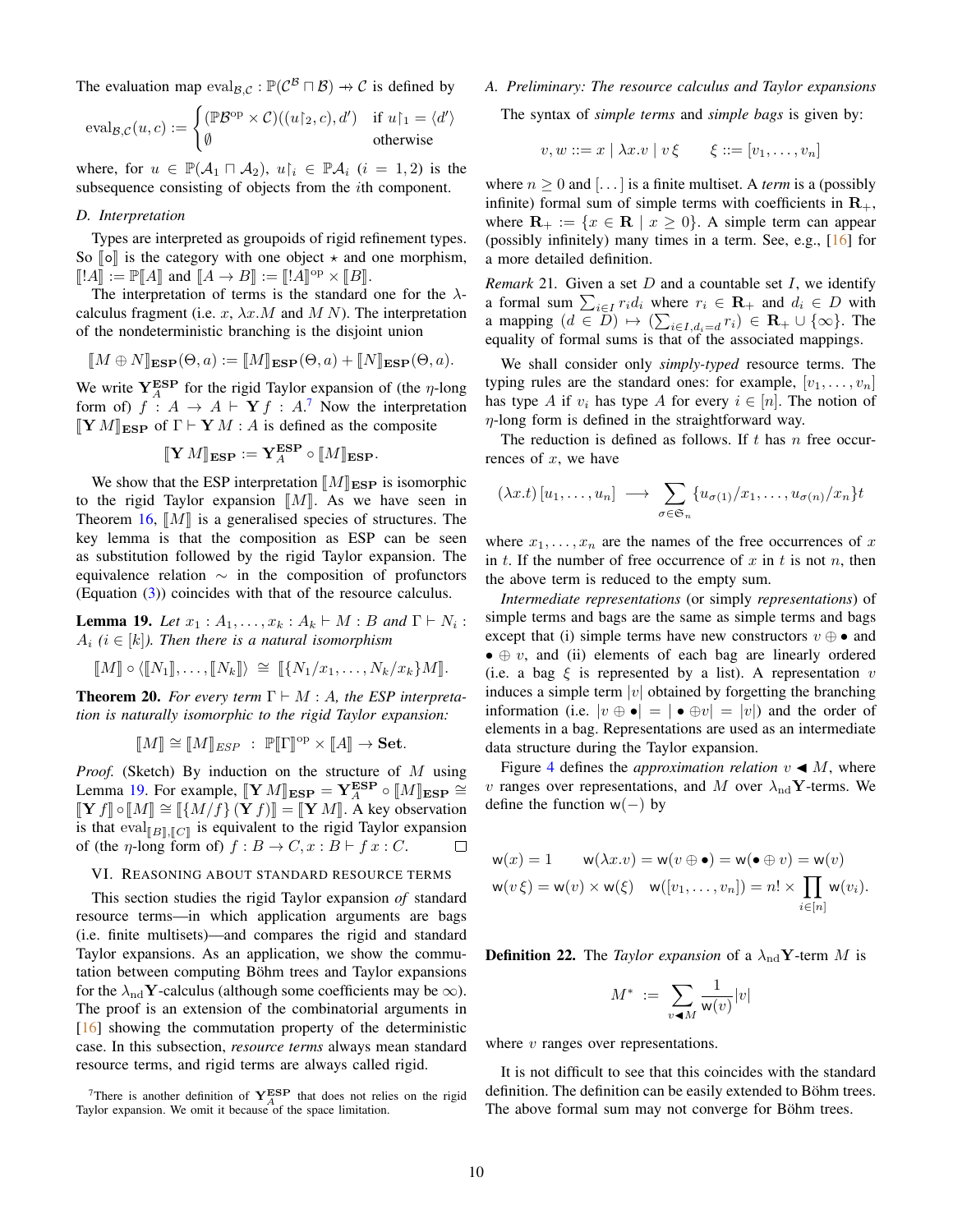The evaluation map $\mathrm{eval}_{\mathcal{B},\mathcal{C}} : \mathbb{P}(\mathcal{C}^{\mathcal{B}} \sqcap \mathcal{B}) \nrightarrow \mathcal{C}$ is defined by

$$\mathrm{eval}_{\mathcal{B},\mathcal{C}}(u, c) := \begin{cases} (\mathbb{P}\mathcal{B}^{\mathrm{op}} \times \mathcal{C})((u{\restriction}_2, c), d') & \text{if } u{\restriction}_1 = \langle d' \rangle \\ \emptyset & \text{otherwise} \end{cases}$$

where, for $u \in \mathbb{P}(\mathcal{A}_1 \sqcap \mathcal{A}_2)$, $u{\restriction}_i \in \mathbb{P}\mathcal{A}_i$ ($i = 1, 2$) is the subsequence consisting of objects from the $i$th component.

### D. Interpretation

Types are interpreted as groupoids of rigid refinement types. So $[\![o]\!]$ is the category with one object $\star$ and one morphism, $[\![!A]\!] := \mathbb{P}[\![A]\!]$ and $[\![A \to B]\!] := [\![!A]\!]^{\mathrm{op}} \times [\![B]\!]$.

The interpretation of terms is the standard one for the $\lambda$-calculus fragment (i.e. $x$, $\lambda x.M$ and $M\,N$). The interpretation of the nondeterministic branching is the disjoint union

$$[\![M \oplus N]\!]_{\mathbf{ESP}}(\Theta, a) := [\![M]\!]_{\mathbf{ESP}}(\Theta, a) + [\![N]\!]_{\mathbf{ESP}}(\Theta, a).$$

We write $\mathbf{Y}^{\mathbf{ESP}}_A$ for the rigid Taylor expansion of (the $\eta$-long form of) $f : A \to A \vdash \mathbf{Y} f : A$.[7] Now the interpretation $[\![\mathbf{Y}\,M]\!]_{\mathbf{ESP}}$ of $\Gamma \vdash \mathbf{Y}\,M : A$ is defined as the composite

$$[\![\mathbf{Y}\,M]\!]_{\mathbf{ESP}} := \mathbf{Y}^{\mathbf{ESP}}_A \circ [\![M]\!]_{\mathbf{ESP}}.$$

We show that the ESP interpretation $[\![M]\!]_{\mathbf{ESP}}$ is isomorphic to the rigid Taylor expansion $[\![M]\!]$. As we have seen in Theorem 16, $[\![M]\!]$ is a generalised species of structures. The key lemma is that the composition as ESP can be seen as substitution followed by the rigid Taylor expansion. The equivalence relation $\sim$ in the composition of profunctors (Equation (3)) coincides with that of the resource calculus.

**Lemma 19.** *Let $x_1 : A_1, \dots, x_k : A_k \vdash M : B$ and $\Gamma \vdash N_i : A_i$ ($i \in [k]$). Then there is a natural isomorphism*

$$[\![M]\!] \circ \langle [\![N_1]\!], \dots, [\![N_k]\!] \rangle \;\cong\; [\![\{N_1/x_1, \dots, N_k/x_k\}M]\!].$$

**Theorem 20.** *For every term $\Gamma \vdash M : A$, the ESP interpretation is naturally isomorphic to the rigid Taylor expansion:*

$$[\![M]\!] \cong [\![M]\!]_{ESP} \;:\; \mathbb{P}[\![\Gamma]\!]^{\mathrm{op}} \times [\![A]\!] \to \mathbf{Set}.$$

*Proof.* (Sketch) By induction on the structure of $M$ using Lemma 19. For example, $[\![\mathbf{Y}\,M]\!]_{\mathbf{ESP}} = \mathbf{Y}^{\mathbf{ESP}}_A \circ [\![M]\!]_{\mathbf{ESP}} \cong [\![\mathbf{Y}\,f]\!] \circ [\![M]\!] \cong [\![\{M/f\}\,(\mathbf{Y}\,f)]\!] = [\![\mathbf{Y}\,M]\!]$. A key observation is that $\mathrm{eval}_{[\![B]\!],[\![C]\!]}$ is equivalent to the rigid Taylor expansion of (the $\eta$-long form of) $f : B \to C, x : B \vdash f\,x : C$. ∎

## VI. Reasoning about standard resource terms

This section studies the rigid Taylor expansion *of* standard resource terms—in which application arguments are bags (i.e. finite multisets)—and compares the rigid and standard Taylor expansions. As an application, we show the commutation between computing Böhm trees and Taylor expansions for the $\lambda_{\mathrm{nd}}\mathbf{Y}$-calculus (although some coefficients may be $\infty$). The proof is an extension of the combinatorial arguments in [16] showing the commutation property of the deterministic case. In this subsection, *resource terms* always mean standard resource terms, and rigid terms are always called rigid.

[7] There is another definition of $\mathbf{Y}^{\mathbf{ESP}}_A$ that does not relies on the rigid Taylor expansion. We omit it because of the space limitation.

### A. Preliminary: The resource calculus and Taylor expansions

The syntax of *simple terms* and *simple bags* is given by:

$$v, w ::= x \mid \lambda x.v \mid v\,\xi \qquad \xi ::= [v_1, \dots, v_n]$$

where $n \geq 0$ and $[\dots]$ is a finite multiset. A *term* is a (possibly infinite) formal sum of simple terms with coefficients in $\mathbf{R}_+$, where $\mathbf{R}_+ := \{x \in \mathbf{R} \mid x \geq 0\}$. A simple term can appear (possibly infinitely) many times in a term. See, e.g., [16] for a more detailed definition.

*Remark* 21. Given a set $D$ and a countable set $I$, we identify a formal sum $\sum_{i \in I} r_i d_i$ where $r_i \in \mathbf{R}_+$ and $d_i \in D$ with a mapping $(d \in D) \mapsto (\sum_{i \in I, d_i = d} r_i) \in \mathbf{R}_+ \cup \{\infty\}$. The equality of formal sums is that of the associated mappings.

We shall consider only *simply-typed* resource terms. The typing rules are the standard ones: for example, $[v_1, \dots, v_n]$ has type $A$ if $v_i$ has type $A$ for every $i \in [n]$. The notion of $\eta$-long form is defined in the straightforward way.

The reduction is defined as follows. If $t$ has $n$ free occurrences of $x$, we have

$$(\lambda x.t)\,[u_1, \dots, u_n] \;\longrightarrow\; \sum_{\sigma \in \mathfrak{S}_n} \{u_{\sigma(1)}/x_1, \dots, u_{\sigma(n)}/x_n\}t$$

where $x_1, \dots, x_n$ are the names of the free occurrences of $x$ in $t$. If the number of free occurrence of $x$ in $t$ is not $n$, then the above term is reduced to the empty sum.

*Intermediate representations* (or simply *representations*) of simple terms and bags are the same as simple terms and bags except that (i) simple terms have new constructors $v \oplus \bullet$ and $\bullet \oplus v$, and (ii) elements of each bag are linearly ordered (i.e. a bag $\xi$ is represented by a list). A representation $v$ induces a simple term $|v|$ obtained by forgetting the branching information (i.e. $|v \oplus \bullet| = |\bullet \oplus v| = |v|$) and the order of elements in a bag. Representations are used as an intermediate data structure during the Taylor expansion.

Figure 4 defines the *approximation relation* $v \blacktriangleleft M$, where $v$ ranges over representations, and $M$ over $\lambda_{\mathrm{nd}}\mathbf{Y}$-terms. We define the function $\mathsf{w}(-)$ by

$$\mathsf{w}(x) = 1 \qquad \mathsf{w}(\lambda x.v) = \mathsf{w}(v \oplus \bullet) = \mathsf{w}(\bullet \oplus v) = \mathsf{w}(v)$$
$$\mathsf{w}(v\,\xi) = \mathsf{w}(v) \times \mathsf{w}(\xi) \quad \mathsf{w}([v_1, \dots, v_n]) = n! \times \prod_{i \in [n]} \mathsf{w}(v_i).$$

**Definition 22.** The *Taylor expansion* of a $\lambda_{\mathrm{nd}}\mathbf{Y}$-term $M$ is

$$M^* \;:=\; \sum_{v \blacktriangleleft M} \frac{1}{\mathsf{w}(v)} |v|$$

where $v$ ranges over representations.

It is not difficult to see that this coincides with the standard definition. The definition can be easily extended to Böhm trees. The above formal sum may not converge for Böhm trees.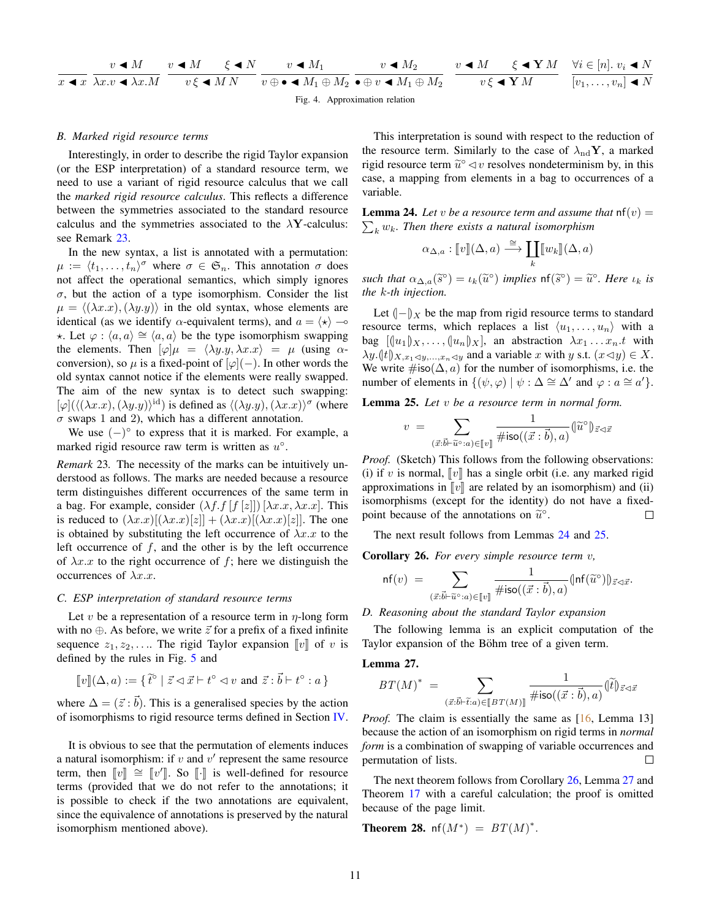$$\frac{}{x \blacktriangleleft x} \qquad \frac{v \blacktriangleleft M}{\lambda x.v \blacktriangleleft \lambda x.M} \qquad \frac{v \blacktriangleleft M \qquad \xi \blacktriangleleft N}{v\,\xi \blacktriangleleft M\,N} \qquad \frac{v \blacktriangleleft M_1}{v \oplus \bullet \blacktriangleleft M_1 \oplus M_2} \qquad \frac{v \blacktriangleleft M_2}{\bullet \oplus v \blacktriangleleft M_1 \oplus M_2} \qquad \frac{v \blacktriangleleft M \qquad \xi \blacktriangleleft \mathbf{Y}\,M}{v\,\xi \blacktriangleleft \mathbf{Y}\,M} \qquad \frac{\forall i \in [n].\ v_i \blacktriangleleft N}{[v_1, \dots, v_n] \blacktriangleleft N}$$

Fig. 4. Approximation relation

### B. Marked rigid resource terms

Interestingly, in order to describe the rigid Taylor expansion (or the ESP interpretation) of a standard resource term, we need to use a variant of rigid resource calculus that we call the *marked rigid resource calculus*. This reflects a difference between the symmetries associated to the standard resource calculus and the symmetries associated to the $\lambda\mathbf{Y}$-calculus: see Remark 23.

In the new syntax, a list is annotated with a permutation: $\mu := \langle t_1, \dots, t_n \rangle^{\sigma}$ where $\sigma \in \mathfrak{S}_n$. This annotation $\sigma$ does not affect the operational semantics, which simply ignores $\sigma$, but the action of a type isomorphism. Consider the list $\mu = \langle (\lambda x.x), (\lambda y.y) \rangle$ in the old syntax, whose elements are identical (as we identify $\alpha$-equivalent terms), and $a = \langle \star \rangle \multimap \star$. Let $\varphi : \langle a, a \rangle \cong \langle a, a \rangle$ be the type isomorphism swapping the elements. Then $[\varphi]\mu = \langle \lambda y.y, \lambda x.x \rangle = \mu$ (using $\alpha$-conversion), so $\mu$ is a fixed-point of $[\varphi](-)$. In other words the old syntax cannot notice if the elements were really swapped. The aim of the new syntax is to detect such swapping: $[\varphi](\langle (\lambda x.x), (\lambda y.y) \rangle^{\mathrm{id}})$ is defined as $\langle (\lambda y.y), (\lambda x.x) \rangle^{\sigma}$ (where $\sigma$ swaps 1 and 2), which has a different annotation.

We use $(-)^{\circ}$ to express that it is marked. For example, a marked rigid resource raw term is written as $u^{\circ}$.

*Remark* 23. The necessity of the marks can be intuitively understood as follows. The marks are needed because a resource term distinguishes different occurrences of the same term in a bag. For example, consider $(\lambda f.f\,[f\,[z]])\,[\lambda x.x, \lambda x.x]$. This is reduced to $(\lambda x.x)[(\lambda x.x)[z]] + (\lambda x.x)[(\lambda x.x)[z]]$. The one is obtained by substituting the left occurrence of $\lambda x.x$ to the left occurrence of $f$, and the other is by the left occurrence of $\lambda x.x$ to the right occurrence of $f$; here we distinguish the occurrences of $\lambda x.x$.

### C. ESP interpretation of standard resource terms

Let $v$ be a representation of a resource term in $\eta$-long form with no $\oplus$. As before, we write $\vec{z}$ for a prefix of a fixed infinite sequence $z_1, z_2, \dots$. The rigid Taylor expansion $[\![v]\!]$ of $v$ is defined by the rules in Fig. 5 and

$$[\![v]\!](\Delta, a) := \{\, \widetilde{t}^{\circ} \mid \vec{z} \lhd \vec{x} \vdash t^{\circ} \lhd v \text{ and } \vec{z} : \vec{b} \vdash t^{\circ} : a \,\}$$

where $\Delta = (\vec{z} : \vec{b})$. This is a generalised species by the action of isomorphisms to rigid resource terms defined in Section IV.

It is obvious to see that the permutation of elements induces a natural isomorphism: if $v$ and $v'$ represent the same resource term, then $[\![v]\!] \cong [\![v']\!]$. So $[\![\cdot]\!]$ is well-defined for resource terms (provided that we do not refer to the annotations; it is possible to check if the two annotations are equivalent, since the equivalence of annotations is preserved by the natural isomorphism mentioned above).

This interpretation is sound with respect to the reduction of the resource term. Similarly to the case of $\lambda_{\mathrm{nd}}\mathbf{Y}$, a marked rigid resource term $\widetilde{u}^{\circ} \lhd v$ resolves nondeterminism by, in this case, a mapping from elements in a bag to occurrences of a variable.

**Lemma 24.** *Let $v$ be a resource term and assume that $\mathsf{nf}(v) = \sum_k w_k$. Then there exists a natural isomorphism*

$$\alpha_{\Delta,a} : [\![v]\!](\Delta, a) \xrightarrow{\cong} \coprod_k [\![w_k]\!](\Delta, a)$$

*such that $\alpha_{\Delta,a}(\widetilde{s}^{\circ}) = \iota_k(\widetilde{u}^{\circ})$ implies $\mathsf{nf}(\widetilde{s}^{\circ}) = \widetilde{u}^{\circ}$. Here $\iota_k$ is the $k$-th injection.*

Let $(\!|-|\!)_X$ be the map from rigid resource terms to standard resource terms, which replaces a list $\langle u_1, \dots, u_n \rangle$ with a bag $[(\!|u_1|\!)_X, \dots, (\!|u_n|\!)_X]$, an abstraction $\lambda x_1 \dots x_n.t$ with $\lambda y.(\!|t|\!)_{X, x_1 \lhd y, \dots, x_n \lhd y}$ and a variable $x$ with $y$ s.t. $(x \lhd y) \in X$. We write $\#\mathsf{iso}(\Delta, a)$ for the number of isomorphisms, i.e. the number of elements in $\{(\psi, \varphi) \mid \psi : \Delta \cong \Delta' \text{ and } \varphi : a \cong a'\}$.

**Lemma 25.** *Let $v$ be a resource term in normal form.*

$$v \;=\; \sum_{(\vec{x}:\vec{b} \vdash \widetilde{u}^{\circ}:a) \in [\![v]\!]} \frac{1}{\#\mathsf{iso}((\vec{x} : \vec{b}), a)} (\!|\widetilde{u}^{\circ}|\!)_{\vec{z} \lhd \vec{x}}$$

*Proof.* (Sketch) This follows from the following observations: (i) if $v$ is normal, $[\![v]\!]$ has a single orbit (i.e. any marked rigid approximations in $[\![v]\!]$ are related by an isomorphism) and (ii) isomorphisms (except for the identity) do not have a fixed-point because of the annotations on $\widetilde{u}^{\circ}$. $\square$

The next result follows from Lemmas 24 and 25.

**Corollary 26.** *For every simple resource term $v$,*

$$\mathsf{nf}(v) \;=\; \sum_{(\vec{x}:\vec{b} \vdash \widetilde{u}^{\circ}:a) \in [\![v]\!]} \frac{1}{\#\mathsf{iso}((\vec{x} : \vec{b}), a)} (\!|\mathsf{nf}(\widetilde{u}^{\circ})|\!)_{\vec{z} \lhd \vec{x}}.$$

### D. Reasoning about the standard Taylor expansion

The following lemma is an explicit computation of the Taylor expansion of the Böhm tree of a given term.

**Lemma 27.**

$$BT(M)^{*} \;=\; \sum_{(\vec{x}:\vec{b} \vdash \widetilde{t}:a) \in [\![BT(M)]\!]} \frac{1}{\#\mathsf{iso}((\vec{x} : \vec{b}), a)} (\!|\widetilde{t}|\!)_{\vec{z} \lhd \vec{x}}$$

*Proof.* The claim is essentially the same as [16, Lemma 13] because the action of an isomorphism on rigid terms in *normal form* is a combination of swapping of variable occurrences and permutation of lists. $\square$

The next theorem follows from Corollary 26, Lemma 27 and Theorem 17 with a careful calculation; the proof is omitted because of the page limit.

**Theorem 28.** $\mathsf{nf}(M^{*}) \;=\; BT(M)^{*}$.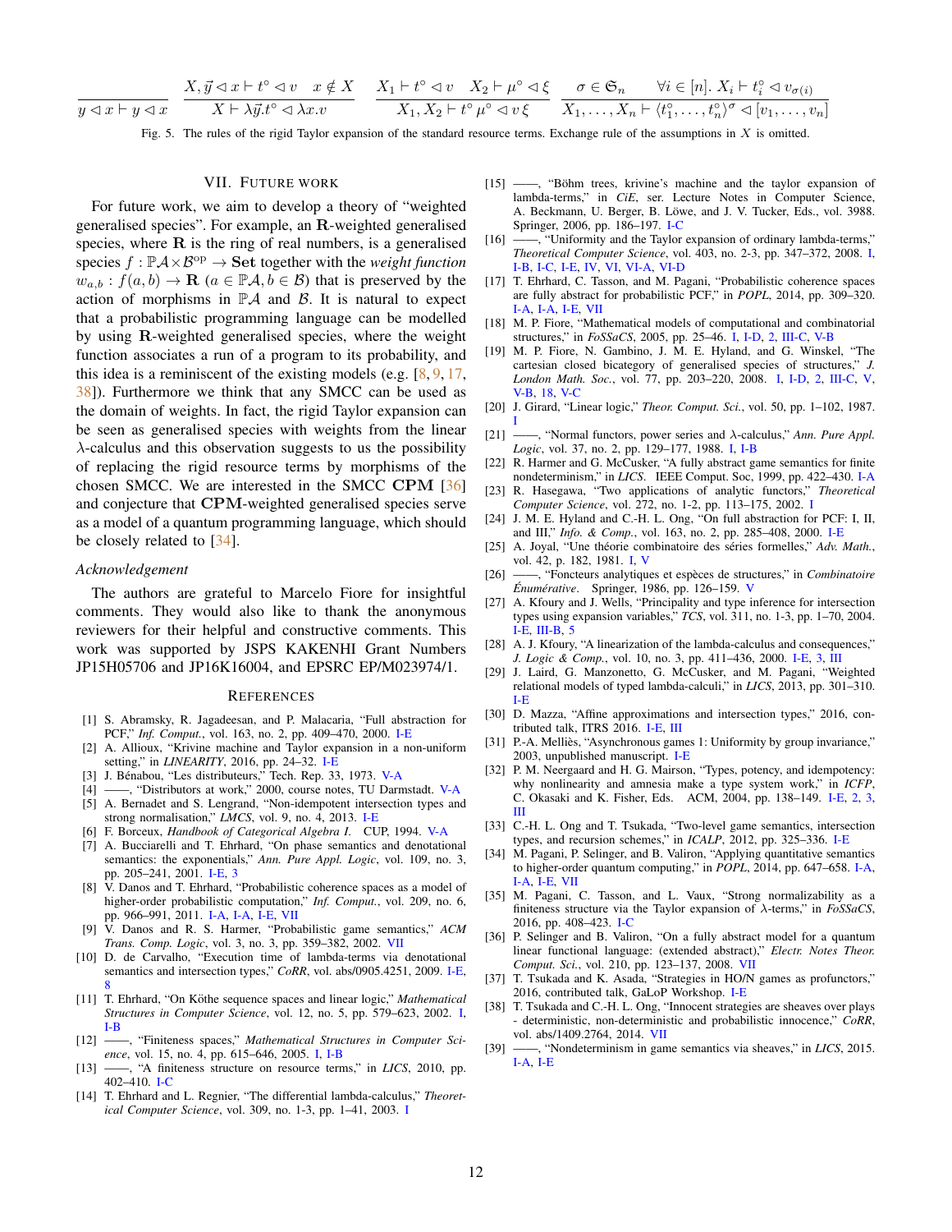$$\frac{}{y \lhd x \vdash y \lhd x} \qquad \frac{X, \vec{y} \lhd x \vdash t^\circ \lhd v \quad x \notin X}{X \vdash \lambda \vec{y}.t^\circ \lhd \lambda x.v} \qquad \frac{X_1 \vdash t^\circ \lhd v \quad X_2 \vdash \mu^\circ \lhd \xi}{X_1, X_2 \vdash t^\circ\, \mu^\circ \lhd v\, \xi} \qquad \frac{\sigma \in \mathfrak{S}_n \qquad \forall i \in [n].\ X_i \vdash t_i^\circ \lhd v_{\sigma(i)}}{X_1, \ldots, X_n \vdash \langle t_1^\circ, \ldots, t_n^\circ \rangle^\sigma \lhd [v_1, \ldots, v_n]}$$

Fig. 5. The rules of the rigid Taylor expansion of the standard resource terms. Exchange rule of the assumptions in $X$ is omitted.

## VII. Future work

For future work, we aim to develop a theory of "weighted generalised species". For example, an $\mathbf{R}$-weighted generalised species, where $\mathbf{R}$ is the ring of real numbers, is a generalised species $f : \mathbb{P}\mathcal{A} \times \mathcal{B}^{\mathrm{op}} \to \mathbf{Set}$ together with the *weight function* $w_{a,b} : f(a,b) \to \mathbf{R}$ ($a \in \mathbb{P}\mathcal{A}, b \in \mathcal{B}$) that is preserved by the action of morphisms in $\mathbb{P}\mathcal{A}$ and $\mathcal{B}$. It is natural to expect that a probabilistic programming language can be modelled by using $\mathbf{R}$-weighted generalised species, where the weight function associates a run of a program to its probability, and this idea is a reminiscent of the existing models (e.g. [8, 9, 17, 38]). Furthermore we think that any SMCC can be used as the domain of weights. In fact, the rigid Taylor expansion can be seen as generalised species with weights from the linear $\lambda$-calculus and this observation suggests to us the possibility of replacing the rigid resource terms by morphisms of the chosen SMCC. We are interested in the SMCC $\mathbf{CPM}$ [36] and conjecture that $\mathbf{CPM}$-weighted generalised species serve as a model of a quantum programming language, which should be closely related to [34].

### Acknowledgement

The authors are grateful to Marcelo Fiore for insightful comments. They would also like to thank the anonymous reviewers for their helpful and constructive comments. This work was supported by JSPS KAKENHI Grant Numbers JP15H05706 and JP16K16004, and EPSRC EP/M023974/1.

## References

[1] S. Abramsky, R. Jagadeesan, and P. Malacaria, "Full abstraction for PCF," *Inf. Comput.*, vol. 163, no. 2, pp. 409–470, 2000. I-E

[2] A. Allioux, "Krivine machine and Taylor expansion in a non-uniform setting," in *LINEARITY*, 2016, pp. 24–32. I-E

[3] J. Bénabou, "Les distributeurs," Tech. Rep. 33, 1973. V-A

[4] ——, "Distributors at work," 2000, course notes, TU Darmstadt. V-A

[5] A. Bernadet and S. Lengrand, "Non-idempotent intersection types and strong normalisation," *LMCS*, vol. 9, no. 4, 2013. I-E

[6] F. Borceux, *Handbook of Categorical Algebra I*. CUP, 1994. V-A

[7] A. Bucciarelli and T. Ehrhard, "On phase semantics and denotational semantics: the exponentials," *Ann. Pure Appl. Logic*, vol. 109, no. 3, pp. 205–241, 2001. I-E, 3

[8] V. Danos and T. Ehrhard, "Probabilistic coherence spaces as a model of higher-order probabilistic computation," *Inf. Comput.*, vol. 209, no. 6, pp. 966–991, 2011. I-A, I-A, I-E, VII

[9] V. Danos and R. S. Harmer, "Probabilistic game semantics," *ACM Trans. Comp. Logic*, vol. 3, no. 3, pp. 359–382, 2002. VII

[10] D. de Carvalho, "Execution time of lambda-terms via denotational semantics and intersection types," *CoRR*, vol. abs/0905.4251, 2009. I-E, 8

[11] T. Ehrhard, "On Köthe sequence spaces and linear logic," *Mathematical Structures in Computer Science*, vol. 12, no. 5, pp. 579–623, 2002. I, I-B

[12] ——, "Finiteness spaces," *Mathematical Structures in Computer Science*, vol. 15, no. 4, pp. 615–646, 2005. I, I-B

[13] ——, "A finiteness structure on resource terms," in *LICS*, 2010, pp. 402–410. I-C

[14] T. Ehrhard and L. Regnier, "The differential lambda-calculus," *Theoretical Computer Science*, vol. 309, no. 1-3, pp. 1–41, 2003. I

[15] ——, "Böhm trees, krivine's machine and the taylor expansion of lambda-terms," in *CiE*, ser. Lecture Notes in Computer Science, A. Beckmann, U. Berger, B. Löwe, and J. V. Tucker, Eds., vol. 3988. Springer, 2006, pp. 186–197. I-C

[16] ——, "Uniformity and the Taylor expansion of ordinary lambda-terms," *Theoretical Computer Science*, vol. 403, no. 2-3, pp. 347–372, 2008. I, I-B, I-C, I-E, IV, VI, VI-A, VI-D

[17] T. Ehrhard, C. Tasson, and M. Pagani, "Probabilistic coherence spaces are fully abstract for probabilistic PCF," in *POPL*, 2014, pp. 309–320. I-A, I-A, I-E, VII

[18] M. P. Fiore, "Mathematical models of computational and combinatorial structures," in *FoSSaCS*, 2005, pp. 25–46. I, I-D, 2, III-C, V-B

[19] M. P. Fiore, N. Gambino, J. M. E. Hyland, and G. Winskel, "The cartesian closed bicategory of generalised species of structures," *J. London Math. Soc.*, vol. 77, pp. 203–220, 2008. I, I-D, 2, III-C, V, V-B, 18, V-C

[20] J. Girard, "Linear logic," *Theor. Comput. Sci.*, vol. 50, pp. 1–102, 1987. I

[21] ——, "Normal functors, power series and $\lambda$-calculus," *Ann. Pure Appl. Logic*, vol. 37, no. 2, pp. 129–177, 1988. I, I-B

[22] R. Harmer and G. McCusker, "A fully abstract game semantics for finite nondeterminism," in *LICS*. IEEE Comput. Soc, 1999, pp. 422–430. I-A

[23] R. Hasegawa, "Two applications of analytic functors," *Theoretical Computer Science*, vol. 272, no. 1-2, pp. 113–175, 2002. I

[24] J. M. E. Hyland and C.-H. L. Ong, "On full abstraction for PCF: I, II, and III," *Info. & Comp.*, vol. 163, no. 2, pp. 285–408, 2000. I-E

[25] A. Joyal, "Une théorie combinatoire des séries formelles," *Adv. Math.*, vol. 42, p. 182, 1981. I, V

[26] ——, "Foncteurs analytiques et espèces de structures," in *Combinatoire Énumérative*. Springer, 1986, pp. 126–159. V

[27] A. Kfoury and J. Wells, "Principality and type inference for intersection types using expansion variables," *TCS*, vol. 311, no. 1-3, pp. 1–70, 2004. I-E, III-B, 5

[28] A. J. Kfoury, "A linearization of the lambda-calculus and consequences," *J. Logic & Comp.*, vol. 10, no. 3, pp. 411–436, 2000. I-E, 3, III

[29] J. Laird, G. Manzonetto, G. McCusker, and M. Pagani, "Weighted relational models of typed lambda-calculi," in *LICS*, 2013, pp. 301–310. I-E

[30] D. Mazza, "Affine approximations and intersection types," 2016, contributed talk, ITRS 2016. I-E, III

[31] P.-A. Melliès, "Asynchronous games 1: Uniformity by group invariance," 2003, unpublished manuscript. I-E

[32] P. M. Neergaard and H. G. Mairson, "Types, potency, and idempotency: why nonlinearity and amnesia make a type system work," in *ICFP*, C. Okasaki and K. Fisher, Eds. ACM, 2004, pp. 138–149. I-E, 2, 3, III

[33] C.-H. L. Ong and T. Tsukada, "Two-level game semantics, intersection types, and recursion schemes," in *ICALP*, 2012, pp. 325–336. I-E

[34] M. Pagani, P. Selinger, and B. Valiron, "Applying quantitative semantics to higher-order quantum computing," in *POPL*, 2014, pp. 647–658. I-A, I-A, I-E, VII

[35] M. Pagani, C. Tasson, and L. Vaux, "Strong normalizability as a finiteness structure via the Taylor expansion of $\lambda$-terms," in *FoSSaCS*, 2016, pp. 408–423. I-C

[36] P. Selinger and B. Valiron, "On a fully abstract model for a quantum linear functional language: (extended abstract)," *Electr. Notes Theor. Comput. Sci.*, vol. 210, pp. 123–137, 2008. VII

[37] T. Tsukada and K. Asada, "Strategies in HO/N games as profunctors," 2016, contributed talk, GaLoP Workshop. I-E

[38] T. Tsukada and C.-H. L. Ong, "Innocent strategies are sheaves over plays - deterministic, non-deterministic and probabilistic innocence," *CoRR*, vol. abs/1409.2764, 2014. VII

[39] ——, "Nondeterminism in game semantics via sheaves," in *LICS*, 2015. I-A, I-E